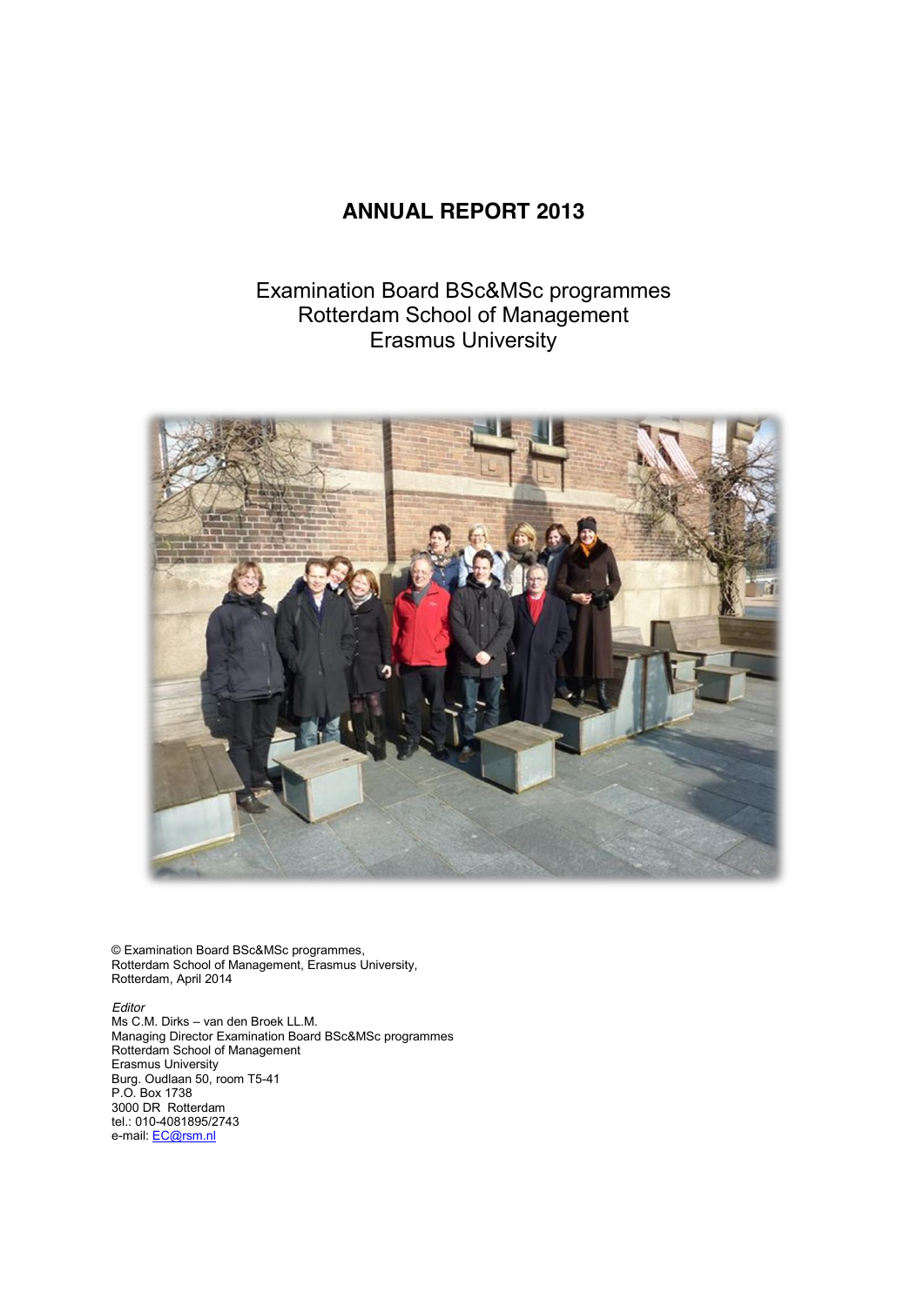# ANNUAL REPORT 2013

Examination Board BSc&MSc programmes
Rotterdam School of Management
Erasmus University

© Examination Board BSc&MSc programmes,
Rotterdam School of Management, Erasmus University,
Rotterdam, April 2014

*Editor*
Ms C.M. Dirks – van den Broek LL.M.
Managing Director Examination Board BSc&MSc programmes
Rotterdam School of Management
Erasmus University
Burg. Oudlaan 50, room T5-41
P.O. Box 1738
3000 DR Rotterdam
tel.: 010-4081895/2743
e-mail: EC@rsm.nl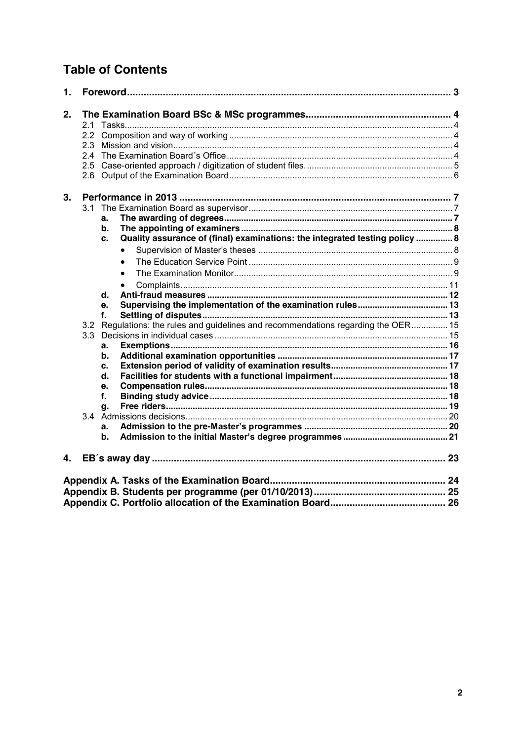## Table of Contents

1. Foreword ..... 3
2. The Examination Board BSc & MSc programmes ..... 4
   - 2.1 Tasks ..... 4
   - 2.2 Composition and way of working ..... 4
   - 2.3 Mission and vision ..... 4
   - 2.4 The Examination Board´s Office ..... 4
   - 2.5 Case-oriented approach / digitization of student files. ..... 5
   - 2.6 Output of the Examination Board ..... 6
3. Performance in 2013 ..... 7
   - 3.1 The Examination Board as supervisor ..... 7
     - a. The awarding of degrees ..... 7
     - b. The appointing of examiners ..... 8
     - c. Quality assurance of (final) examinations: the integrated testing policy ..... 8
       - Supervision of Master's theses ..... 8
       - The Education Service Point ..... 9
       - The Examination Monitor ..... 9
       - Complaints ..... 11
     - d. Anti-fraud measures ..... 12
     - e. Supervising the implementation of the examination rules ..... 13
     - f. Settling of disputes ..... 13
   - 3.2 Regulations: the rules and guidelines and recommendations regarding the OER ..... 15
   - 3.3 Decisions in individual cases ..... 15
     - a. Exemptions ..... 16
     - b. Additional examination opportunities ..... 17
     - c. Extension period of validity of examination results ..... 17
     - d. Facilities for students with a functional impairment ..... 18
     - e. Compensation rules ..... 18
     - f. Binding study advice ..... 18
     - g. Free riders ..... 19
   - 3.4 Admissions decisions ..... 20
     - a. Admission to the pre-Master's programmes ..... 20
     - b. Admission to the initial Master's degree programmes ..... 21
4. EB´s away day ..... 23

Appendix A. Tasks of the Examination Board ..... 24
Appendix B. Students per programme (per 01/10/2013) ..... 25
Appendix C. Portfolio allocation of the Examination Board ..... 26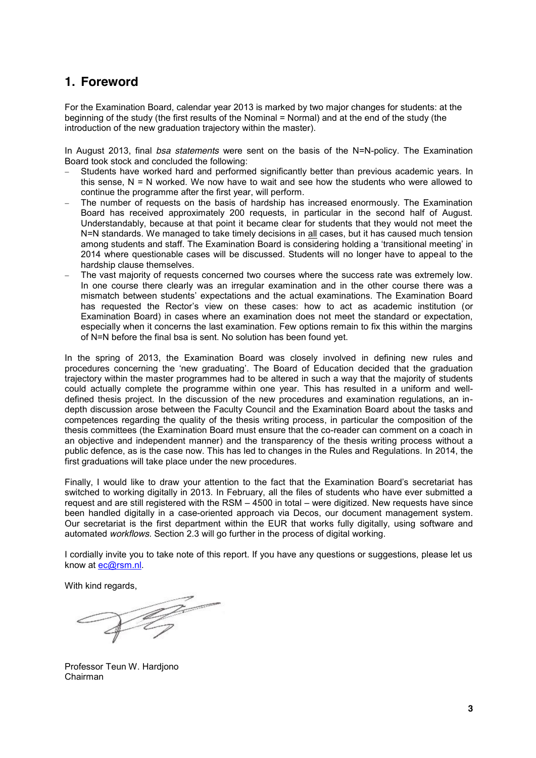# 1. Foreword

For the Examination Board, calendar year 2013 is marked by two major changes for students: at the beginning of the study (the first results of the Nominal = Normal) and at the end of the study (the introduction of the new graduation trajectory within the master).

In August 2013, final *bsa statements* were sent on the basis of the N=N-policy. The Examination Board took stock and concluded the following:

- Students have worked hard and performed significantly better than previous academic years. In this sense, N = N worked. We now have to wait and see how the students who were allowed to continue the programme after the first year, will perform.
- The number of requests on the basis of hardship has increased enormously. The Examination Board has received approximately 200 requests, in particular in the second half of August. Understandably, because at that point it became clear for students that they would not meet the N=N standards. We managed to take timely decisions in all cases, but it has caused much tension among students and staff. The Examination Board is considering holding a 'transitional meeting' in 2014 where questionable cases will be discussed. Students will no longer have to appeal to the hardship clause themselves.
- The vast majority of requests concerned two courses where the success rate was extremely low. In one course there clearly was an irregular examination and in the other course there was a mismatch between students' expectations and the actual examinations. The Examination Board has requested the Rector's view on these cases: how to act as academic institution (or Examination Board) in cases where an examination does not meet the standard or expectation, especially when it concerns the last examination. Few options remain to fix this within the margins of N=N before the final bsa is sent. No solution has been found yet.

In the spring of 2013, the Examination Board was closely involved in defining new rules and procedures concerning the 'new graduating'. The Board of Education decided that the graduation trajectory within the master programmes had to be altered in such a way that the majority of students could actually complete the programme within one year. This has resulted in a uniform and well-defined thesis project. In the discussion of the new procedures and examination regulations, an in-depth discussion arose between the Faculty Council and the Examination Board about the tasks and competences regarding the quality of the thesis writing process, in particular the composition of the thesis committees (the Examination Board must ensure that the co-reader can comment on a coach in an objective and independent manner) and the transparency of the thesis writing process without a public defence, as is the case now. This has led to changes in the Rules and Regulations. In 2014, the first graduations will take place under the new procedures.

Finally, I would like to draw your attention to the fact that the Examination Board's secretariat has switched to working digitally in 2013. In February, all the files of students who have ever submitted a request and are still registered with the RSM – 4500 in total – were digitized. New requests have since been handled digitally in a case-oriented approach via Decos, our document management system. Our secretariat is the first department within the EUR that works fully digitally, using software and automated *workflows*. Section 2.3 will go further in the process of digital working.

I cordially invite you to take note of this report. If you have any questions or suggestions, please let us know at ec@rsm.nl.

With kind regards,

Professor Teun W. Hardjono
Chairman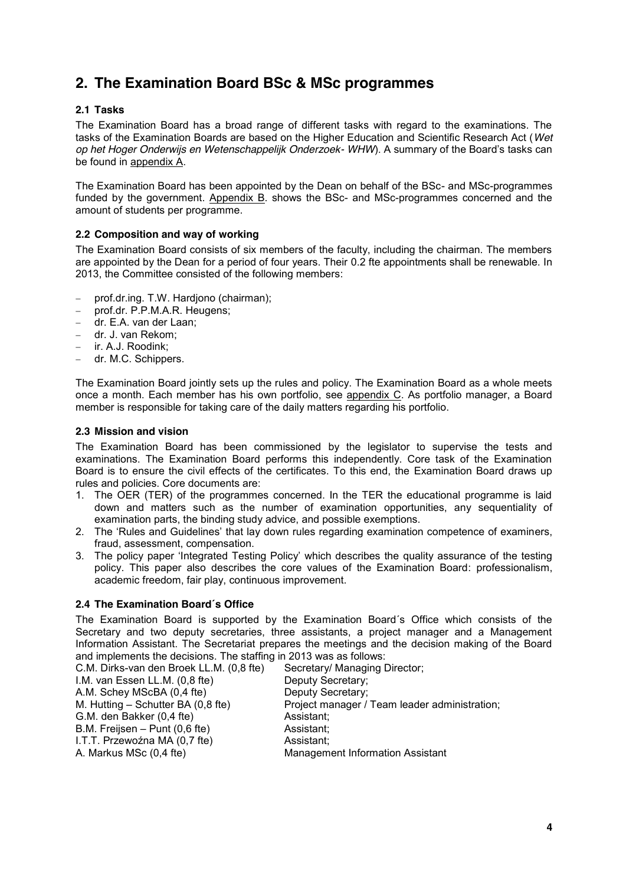## 2. The Examination Board BSc & MSc programmes

### 2.1 Tasks

The Examination Board has a broad range of different tasks with regard to the examinations. The tasks of the Examination Boards are based on the Higher Education and Scientific Research Act (*Wet op het Hoger Onderwijs en Wetenschappelijk Onderzoek- WHW*). A summary of the Board's tasks can be found in appendix A.

The Examination Board has been appointed by the Dean on behalf of the BSc- and MSc-programmes funded by the government. Appendix B. shows the BSc- and MSc-programmes concerned and the amount of students per programme.

### 2.2 Composition and way of working

The Examination Board consists of six members of the faculty, including the chairman. The members are appointed by the Dean for a period of four years. Their 0.2 fte appointments shall be renewable. In 2013, the Committee consisted of the following members:

- prof.dr.ing. T.W. Hardjono (chairman);
- prof.dr. P.P.M.A.R. Heugens;
- dr. E.A. van der Laan;
- dr. J. van Rekom;
- ir. A.J. Roodink;
- dr. M.C. Schippers.

The Examination Board jointly sets up the rules and policy. The Examination Board as a whole meets once a month. Each member has his own portfolio, see appendix C. As portfolio manager, a Board member is responsible for taking care of the daily matters regarding his portfolio.

### 2.3 Mission and vision

The Examination Board has been commissioned by the legislator to supervise the tests and examinations. The Examination Board performs this independently. Core task of the Examination Board is to ensure the civil effects of the certificates. To this end, the Examination Board draws up rules and policies. Core documents are:

1. The OER (TER) of the programmes concerned. In the TER the educational programme is laid down and matters such as the number of examination opportunities, any sequentiality of examination parts, the binding study advice, and possible exemptions.
2. The 'Rules and Guidelines' that lay down rules regarding examination competence of examiners, fraud, assessment, compensation.
3. The policy paper 'Integrated Testing Policy' which describes the quality assurance of the testing policy. This paper also describes the core values of the Examination Board: professionalism, academic freedom, fair play, continuous improvement.

### 2.4 The Examination Board´s Office

The Examination Board is supported by the Examination Board´s Office which consists of the Secretary and two deputy secretaries, three assistants, a project manager and a Management Information Assistant. The Secretariat prepares the meetings and the decision making of the Board and implements the decisions. The staffing in 2013 was as follows:

| | |
|---|---|
| C.M. Dirks-van den Broek LL.M. (0,8 fte) | Secretary/ Managing Director; |
| I.M. van Essen LL.M. (0,8 fte) | Deputy Secretary; |
| A.M. Schey MScBA (0,4 fte) | Deputy Secretary; |
| M. Hutting – Schutter BA (0,8 fte) | Project manager / Team leader administration; |
| G.M. den Bakker (0,4 fte) | Assistant; |
| B.M. Freijsen – Punt (0,6 fte) | Assistant; |
| I.T.T. Przewoźna MA (0,7 fte) | Assistant; |
| A. Markus MSc (0,4 fte) | Management Information Assistant |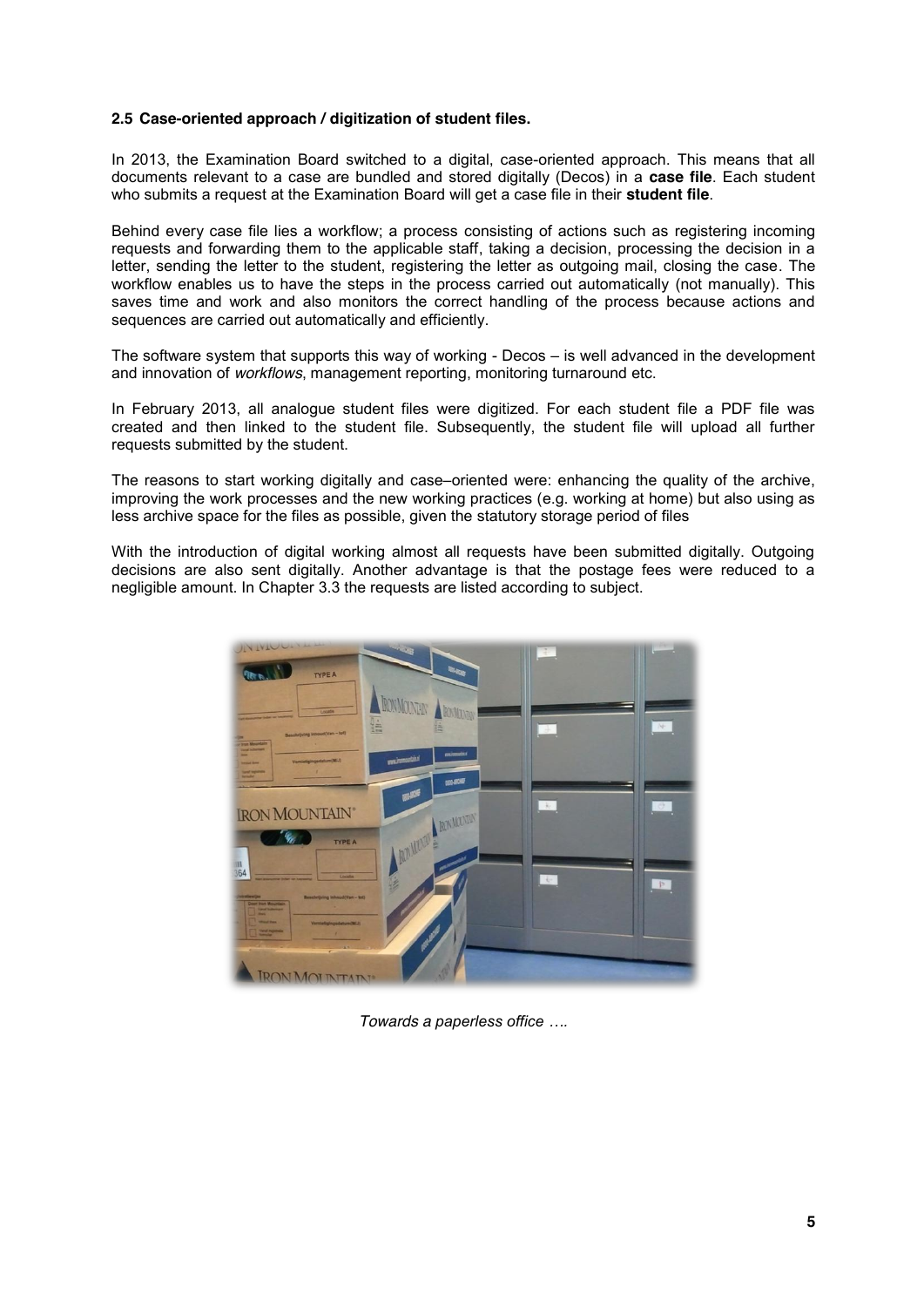### 2.5 Case-oriented approach / digitization of student files.

In 2013, the Examination Board switched to a digital, case-oriented approach. This means that all documents relevant to a case are bundled and stored digitally (Decos) in a **case file**. Each student who submits a request at the Examination Board will get a case file in their **student file**.

Behind every case file lies a workflow; a process consisting of actions such as registering incoming requests and forwarding them to the applicable staff, taking a decision, processing the decision in a letter, sending the letter to the student, registering the letter as outgoing mail, closing the case. The workflow enables us to have the steps in the process carried out automatically (not manually). This saves time and work and also monitors the correct handling of the process because actions and sequences are carried out automatically and efficiently.

The software system that supports this way of working - Decos – is well advanced in the development and innovation of *workflows*, management reporting, monitoring turnaround etc.

In February 2013, all analogue student files were digitized. For each student file a PDF file was created and then linked to the student file. Subsequently, the student file will upload all further requests submitted by the student.

The reasons to start working digitally and case–oriented were: enhancing the quality of the archive, improving the work processes and the new working practices (e.g. working at home) but also using as less archive space for the files as possible, given the statutory storage period of files

With the introduction of digital working almost all requests have been submitted digitally. Outgoing decisions are also sent digitally. Another advantage is that the postage fees were reduced to a negligible amount. In Chapter 3.3 the requests are listed according to subject.

*Towards a paperless office ….*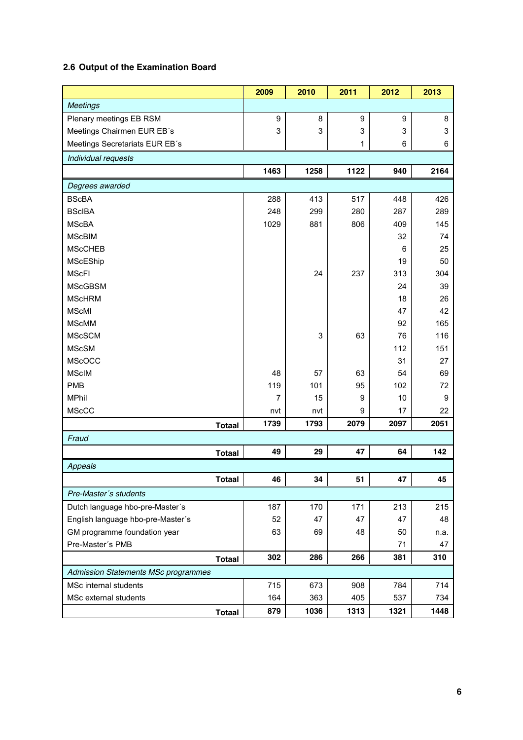## 2.6 Output of the Examination Board

| | 2009 | 2010 | 2011 | 2012 | 2013 |
|---|---|---|---|---|---|
| *Meetings* | | | | | |
| Plenary meetings EB RSM | 9 | 8 | 9 | 9 | 8 |
| Meetings Chairmen EUR EB´s | 3 | 3 | 3 | 3 | 3 |
| Meetings Secretariats EUR EB´s | | | 1 | 6 | 6 |
| *Individual requests* | | | | | |
| | **1463** | **1258** | **1122** | **940** | **2164** |
| *Degrees awarded* | | | | | |
| BScBA | 288 | 413 | 517 | 448 | 426 |
| BScIBA | 248 | 299 | 280 | 287 | 289 |
| MScBA | 1029 | 881 | 806 | 409 | 145 |
| MScBIM | | | | 32 | 74 |
| MScCHEB | | | | 6 | 25 |
| MScEShip | | | | 19 | 50 |
| MScFI | | 24 | 237 | 313 | 304 |
| MScGBSM | | | | 24 | 39 |
| MScHRM | | | | 18 | 26 |
| MScMI | | | | 47 | 42 |
| MScMM | | | | 92 | 165 |
| MScSCM | | 3 | 63 | 76 | 116 |
| MScSM | | | | 112 | 151 |
| MScOCC | | | | 31 | 27 |
| MScIM | 48 | 57 | 63 | 54 | 69 |
| PMB | 119 | 101 | 95 | 102 | 72 |
| MPhil | 7 | 15 | 9 | 10 | 9 |
| MScCC | nvt | nvt | 9 | 17 | 22 |
| **Totaal** | **1739** | **1793** | **2079** | **2097** | **2051** |
| *Fraud* | | | | | |
| **Totaal** | **49** | **29** | **47** | **64** | **142** |
| *Appeals* | | | | | |
| **Totaal** | **46** | **34** | **51** | **47** | **45** |
| *Pre-Master´s students* | | | | | |
| Dutch language hbo-pre-Master´s | 187 | 170 | 171 | 213 | 215 |
| English language hbo-pre-Master´s | 52 | 47 | 47 | 47 | 48 |
| GM programme foundation year | 63 | 69 | 48 | 50 | n.a. |
| Pre-Master´s PMB | | | | 71 | 47 |
| **Totaal** | **302** | **286** | **266** | **381** | **310** |
| *Admission Statements MSc programmes* | | | | | |
| MSc internal students | 715 | 673 | 908 | 784 | 714 |
| MSc external students | 164 | 363 | 405 | 537 | 734 |
| **Totaal** | **879** | **1036** | **1313** | **1321** | **1448** |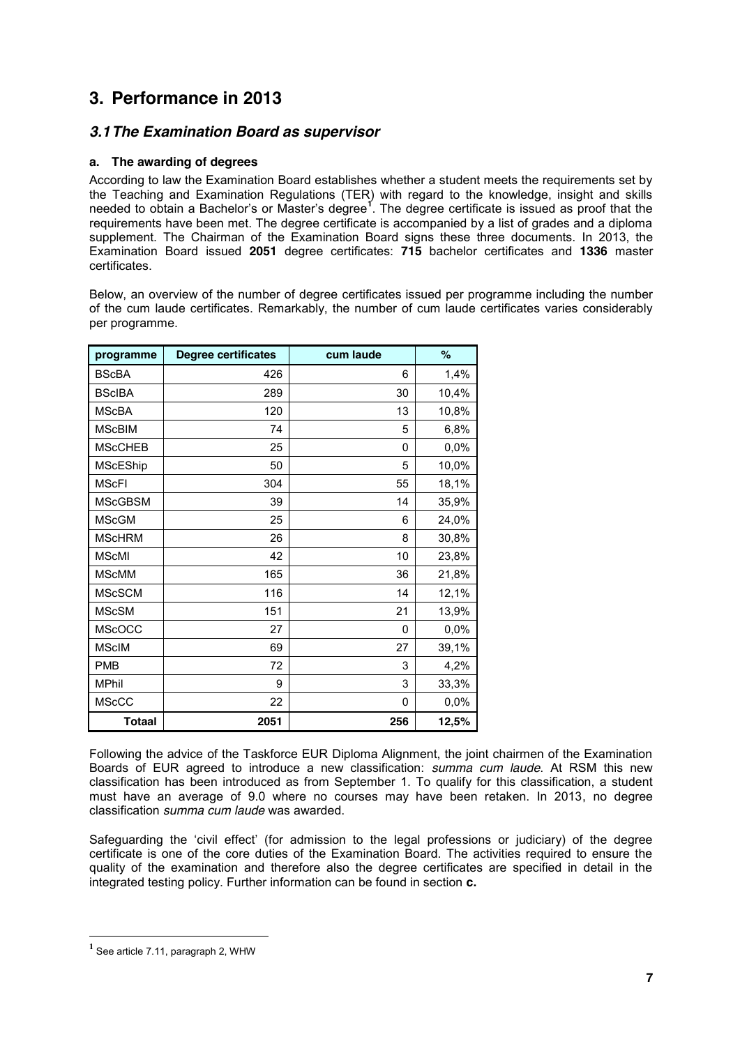# 3. Performance in 2013

## 3.1 The Examination Board as supervisor

### a. The awarding of degrees

According to law the Examination Board establishes whether a student meets the requirements set by the Teaching and Examination Regulations (TER) with regard to the knowledge, insight and skills needed to obtain a Bachelor's or Master's degree[1]. The degree certificate is issued as proof that the requirements have been met. The degree certificate is accompanied by a list of grades and a diploma supplement. The Chairman of the Examination Board signs these three documents. In 2013, the Examination Board issued **2051** degree certificates: **715** bachelor certificates and **1336** master certificates.

Below, an overview of the number of degree certificates issued per programme including the number of the cum laude certificates. Remarkably, the number of cum laude certificates varies considerably per programme.

| programme | Degree certificates | cum laude | % |
|---|---|---|---|
| BScBA | 426 | 6 | 1,4% |
| BScIBA | 289 | 30 | 10,4% |
| MScBA | 120 | 13 | 10,8% |
| MScBIM | 74 | 5 | 6,8% |
| MScCHEB | 25 | 0 | 0,0% |
| MScEShip | 50 | 5 | 10,0% |
| MScFI | 304 | 55 | 18,1% |
| MScGBSM | 39 | 14 | 35,9% |
| MScGM | 25 | 6 | 24,0% |
| MScHRM | 26 | 8 | 30,8% |
| MScMI | 42 | 10 | 23,8% |
| MScMM | 165 | 36 | 21,8% |
| MScSCM | 116 | 14 | 12,1% |
| MScSM | 151 | 21 | 13,9% |
| MScOCC | 27 | 0 | 0,0% |
| MScIM | 69 | 27 | 39,1% |
| PMB | 72 | 3 | 4,2% |
| MPhil | 9 | 3 | 33,3% |
| MScCC | 22 | 0 | 0,0% |
| **Totaal** | **2051** | **256** | **12,5%** |

Following the advice of the Taskforce EUR Diploma Alignment, the joint chairmen of the Examination Boards of EUR agreed to introduce a new classification: *summa cum laude*. At RSM this new classification has been introduced as from September 1. To qualify for this classification, a student must have an average of 9.0 where no courses may have been retaken. In 2013, no degree classification *summa cum laude* was awarded.

Safeguarding the 'civil effect' (for admission to the legal professions or judiciary) of the degree certificate is one of the core duties of the Examination Board. The activities required to ensure the quality of the examination and therefore also the degree certificates are specified in detail in the integrated testing policy. Further information can be found in section **c.**

---

[1] See article 7.11, paragraph 2, WHW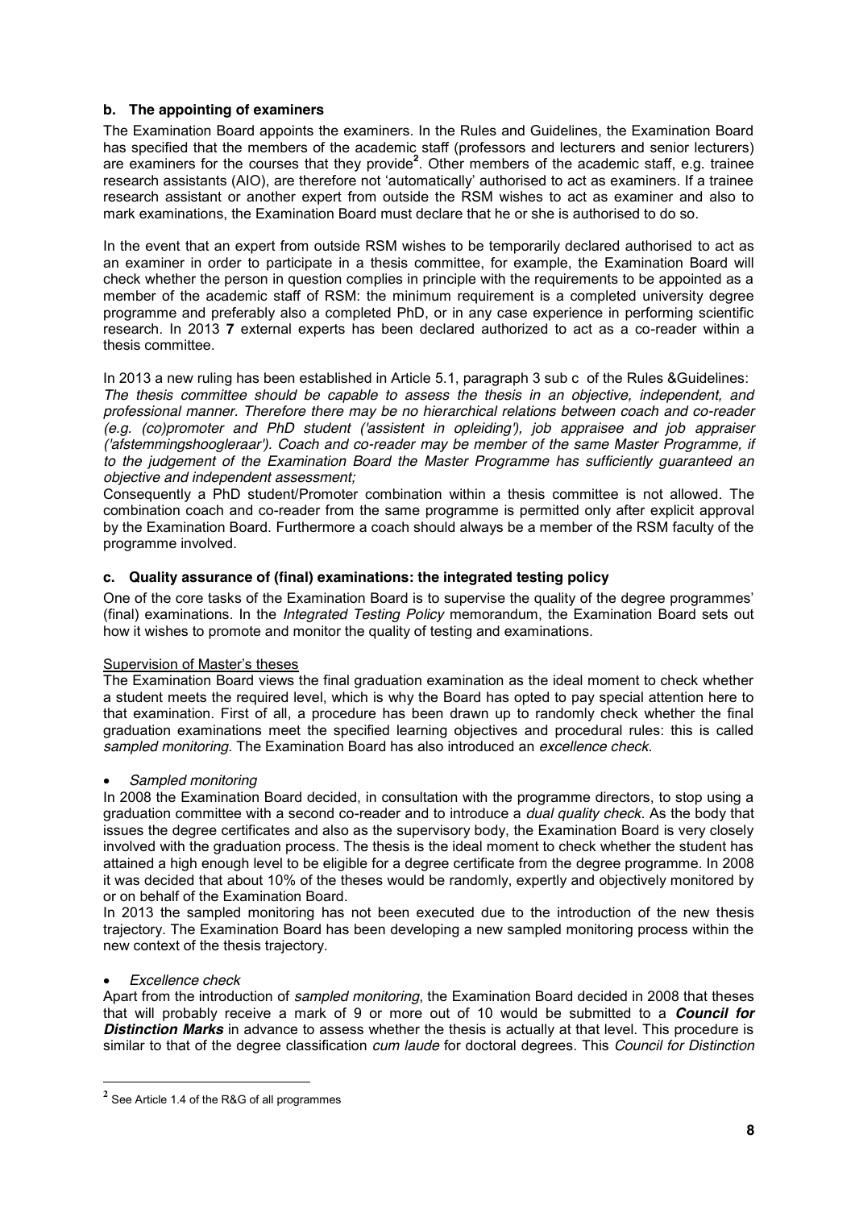### b. The appointing of examiners

The Examination Board appoints the examiners. In the Rules and Guidelines, the Examination Board has specified that the members of the academic staff (professors and lecturers and senior lecturers) are examiners for the courses that they provide[2]. Other members of the academic staff, e.g. trainee research assistants (AIO), are therefore not 'automatically' authorised to act as examiners. If a trainee research assistant or another expert from outside the RSM wishes to act as examiner and also to mark examinations, the Examination Board must declare that he or she is authorised to do so.

In the event that an expert from outside RSM wishes to be temporarily declared authorised to act as an examiner in order to participate in a thesis committee, for example, the Examination Board will check whether the person in question complies in principle with the requirements to be appointed as a member of the academic staff of RSM: the minimum requirement is a completed university degree programme and preferably also a completed PhD, or in any case experience in performing scientific research. In 2013 **7** external experts has been declared authorized to act as a co-reader within a thesis committee.

In 2013 a new ruling has been established in Article 5.1, paragraph 3 sub c of the Rules &Guidelines:
*The thesis committee should be capable to assess the thesis in an objective, independent, and professional manner. Therefore there may be no hierarchical relations between coach and co-reader (e.g. (co)promoter and PhD student ('assistent in opleiding'), job appraisee and job appraiser ('afstemmingshoogleraar'). Coach and co-reader may be member of the same Master Programme, if to the judgement of the Examination Board the Master Programme has sufficiently guaranteed an objective and independent assessment;*

Consequently a PhD student/Promoter combination within a thesis committee is not allowed. The combination coach and co-reader from the same programme is permitted only after explicit approval by the Examination Board. Furthermore a coach should always be a member of the RSM faculty of the programme involved.

### c. Quality assurance of (final) examinations: the integrated testing policy

One of the core tasks of the Examination Board is to supervise the quality of the degree programmes' (final) examinations. In the *Integrated Testing Policy* memorandum, the Examination Board sets out how it wishes to promote and monitor the quality of testing and examinations.

Supervision of Master's theses

The Examination Board views the final graduation examination as the ideal moment to check whether a student meets the required level, which is why the Board has opted to pay special attention here to that examination. First of all, a procedure has been drawn up to randomly check whether the final graduation examinations meet the specified learning objectives and procedural rules: this is called *sampled monitoring*. The Examination Board has also introduced an *excellence check*.

- *Sampled monitoring*

In 2008 the Examination Board decided, in consultation with the programme directors, to stop using a graduation committee with a second co-reader and to introduce a *dual quality check.* As the body that issues the degree certificates and also as the supervisory body, the Examination Board is very closely involved with the graduation process. The thesis is the ideal moment to check whether the student has attained a high enough level to be eligible for a degree certificate from the degree programme. In 2008 it was decided that about 10% of the theses would be randomly, expertly and objectively monitored by or on behalf of the Examination Board.
In 2013 the sampled monitoring has not been executed due to the introduction of the new thesis trajectory. The Examination Board has been developing a new sampled monitoring process within the new context of the thesis trajectory.

- *Excellence check*

Apart from the introduction of *sampled monitoring*, the Examination Board decided in 2008 that theses that will probably receive a mark of 9 or more out of 10 would be submitted to a ***Council for Distinction Marks*** in advance to assess whether the thesis is actually at that level. This procedure is similar to that of the degree classification *cum laude* for doctoral degrees. This *Council for Distinction*

[2] See Article 1.4 of the R&G of all programmes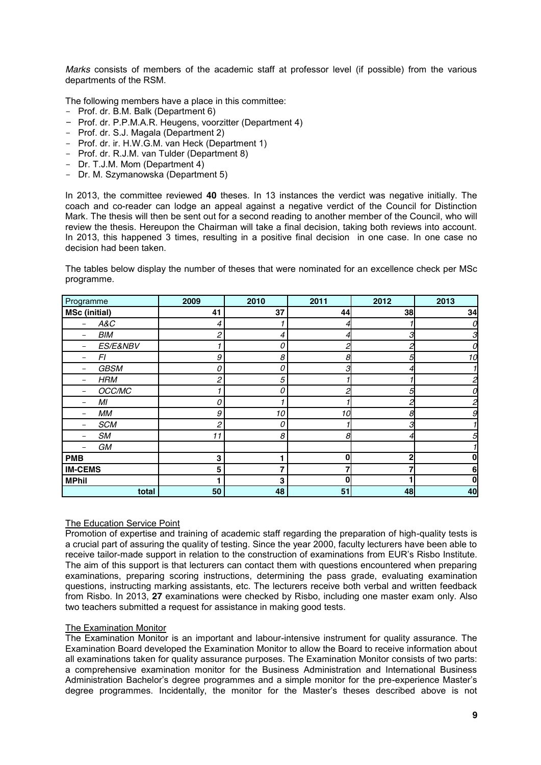*Marks* consists of members of the academic staff at professor level (if possible) from the various departments of the RSM.

The following members have a place in this committee:

- Prof. dr. B.M. Balk (Department 6)
- Prof. dr. P.P.M.A.R. Heugens, voorzitter (Department 4)
- Prof. dr. S.J. Magala (Department 2)
- Prof. dr. ir. H.W.G.M. van Heck (Department 1)
- Prof. dr. R.J.M. van Tulder (Department 8)
- Dr. T.J.M. Mom (Department 4)
- Dr. M. Szymanowska (Department 5)

In 2013, the committee reviewed **40** theses. In 13 instances the verdict was negative initially. The coach and co-reader can lodge an appeal against a negative verdict of the Council for Distinction Mark. The thesis will then be sent out for a second reading to another member of the Council, who will review the thesis. Hereupon the Chairman will take a final decision, taking both reviews into account. In 2013, this happened 3 times, resulting in a positive final decision in one case. In one case no decision had been taken.

The tables below display the number of theses that were nominated for an excellence check per MSc programme.

| Programme | 2009 | 2010 | 2011 | 2012 | 2013 |
|---|---|---|---|---|---|
| **MSc (initial)** | **41** | **37** | **44** | **38** | **34** |
| – *A&C* | *4* | *1* | *4* | *1* | *0* |
| – *BIM* | *2* | *4* | *4* | *3* | *3* |
| – *ES/E&NBV* | *1* | *0* | *2* | *2* | *0* |
| – *FI* | *9* | *8* | *8* | *5* | *10* |
| – *GBSM* | *0* | *0* | *3* | *4* | *1* |
| – *HRM* | *2* | *5* | *1* | *1* | *2* |
| – *OCC/MC* | *1* | *0* | *2* | *5* | *0* |
| – *MI* | *0* | *1* | *1* | *2* | *2* |
| – *MM* | *9* | *10* | *10* | *8* | *9* |
| – *SCM* | *2* | *0* | *1* | *3* | *1* |
| – *SM* | *11* | *8* | *8* | *4* | *5* |
| – *GM* | | | | | *1* |
| **PMB** | **3** | **1** | **0** | **2** | **0** |
| **IM-CEMS** | **5** | **7** | **7** | **7** | **6** |
| **MPhil** | **1** | **3** | **0** | **1** | **0** |
| **total** | **50** | **48** | **51** | **48** | **40** |

The Education Service Point

Promotion of expertise and training of academic staff regarding the preparation of high-quality tests is a crucial part of assuring the quality of testing. Since the year 2000, faculty lecturers have been able to receive tailor-made support in relation to the construction of examinations from EUR's Risbo Institute. The aim of this support is that lecturers can contact them with questions encountered when preparing examinations, preparing scoring instructions, determining the pass grade, evaluating examination questions, instructing marking assistants, etc. The lecturers receive both verbal and written feedback from Risbo. In 2013, **27** examinations were checked by Risbo, including one master exam only. Also two teachers submitted a request for assistance in making good tests.

The Examination Monitor

The Examination Monitor is an important and labour-intensive instrument for quality assurance. The Examination Board developed the Examination Monitor to allow the Board to receive information about all examinations taken for quality assurance purposes. The Examination Monitor consists of two parts: a comprehensive examination monitor for the Business Administration and International Business Administration Bachelor's degree programmes and a simple monitor for the pre-experience Master's degree programmes. Incidentally, the monitor for the Master's theses described above is not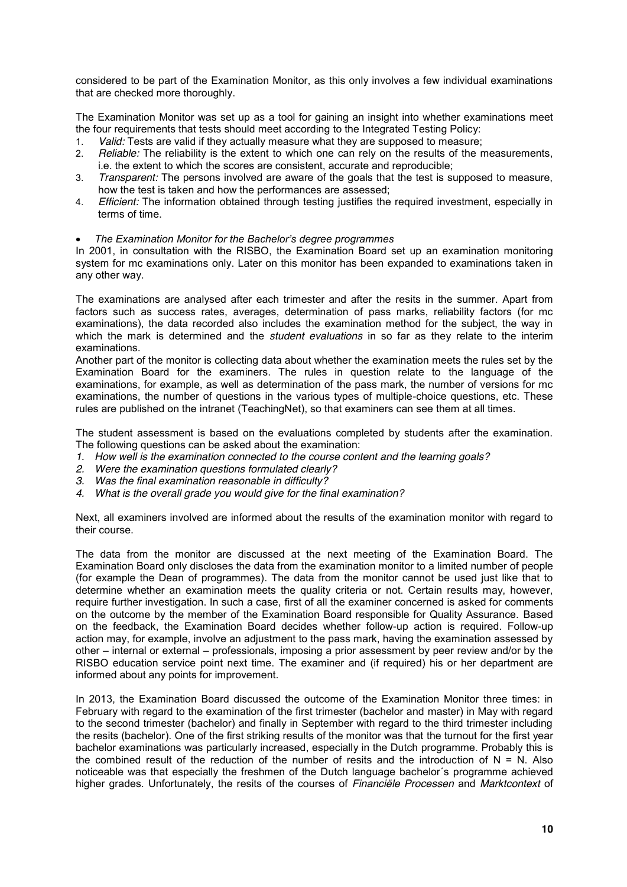considered to be part of the Examination Monitor, as this only involves a few individual examinations that are checked more thoroughly.

The Examination Monitor was set up as a tool for gaining an insight into whether examinations meet the four requirements that tests should meet according to the Integrated Testing Policy:

1. *Valid:* Tests are valid if they actually measure what they are supposed to measure;
2. *Reliable:* The reliability is the extent to which one can rely on the results of the measurements, i.e. the extent to which the scores are consistent, accurate and reproducible;
3. *Transparent:* The persons involved are aware of the goals that the test is supposed to measure, how the test is taken and how the performances are assessed;
4. *Efficient:* The information obtained through testing justifies the required investment, especially in terms of time.

- *The Examination Monitor for the Bachelor's degree programmes*

In 2001, in consultation with the RISBO, the Examination Board set up an examination monitoring system for mc examinations only. Later on this monitor has been expanded to examinations taken in any other way.

The examinations are analysed after each trimester and after the resits in the summer. Apart from factors such as success rates, averages, determination of pass marks, reliability factors (for mc examinations), the data recorded also includes the examination method for the subject, the way in which the mark is determined and the *student evaluations* in so far as they relate to the interim examinations.
Another part of the monitor is collecting data about whether the examination meets the rules set by the Examination Board for the examiners. The rules in question relate to the language of the examinations, for example, as well as determination of the pass mark, the number of versions for mc examinations, the number of questions in the various types of multiple-choice questions, etc. These rules are published on the intranet (TeachingNet), so that examiners can see them at all times.

The student assessment is based on the evaluations completed by students after the examination. The following questions can be asked about the examination:

1. *How well is the examination connected to the course content and the learning goals?*
2. *Were the examination questions formulated clearly?*
3. *Was the final examination reasonable in difficulty?*
4. *What is the overall grade you would give for the final examination?*

Next, all examiners involved are informed about the results of the examination monitor with regard to their course.

The data from the monitor are discussed at the next meeting of the Examination Board. The Examination Board only discloses the data from the examination monitor to a limited number of people (for example the Dean of programmes). The data from the monitor cannot be used just like that to determine whether an examination meets the quality criteria or not. Certain results may, however, require further investigation. In such a case, first of all the examiner concerned is asked for comments on the outcome by the member of the Examination Board responsible for Quality Assurance. Based on the feedback, the Examination Board decides whether follow-up action is required. Follow-up action may, for example, involve an adjustment to the pass mark, having the examination assessed by other – internal or external – professionals, imposing a prior assessment by peer review and/or by the RISBO education service point next time. The examiner and (if required) his or her department are informed about any points for improvement.

In 2013, the Examination Board discussed the outcome of the Examination Monitor three times: in February with regard to the examination of the first trimester (bachelor and master) in May with regard to the second trimester (bachelor) and finally in September with regard to the third trimester including the resits (bachelor). One of the first striking results of the monitor was that the turnout for the first year bachelor examinations was particularly increased, especially in the Dutch programme. Probably this is the combined result of the reduction of the number of resits and the introduction of N = N. Also noticeable was that especially the freshmen of the Dutch language bachelor´s programme achieved higher grades. Unfortunately, the resits of the courses of *Financiële Processen* and *Marktcontext* of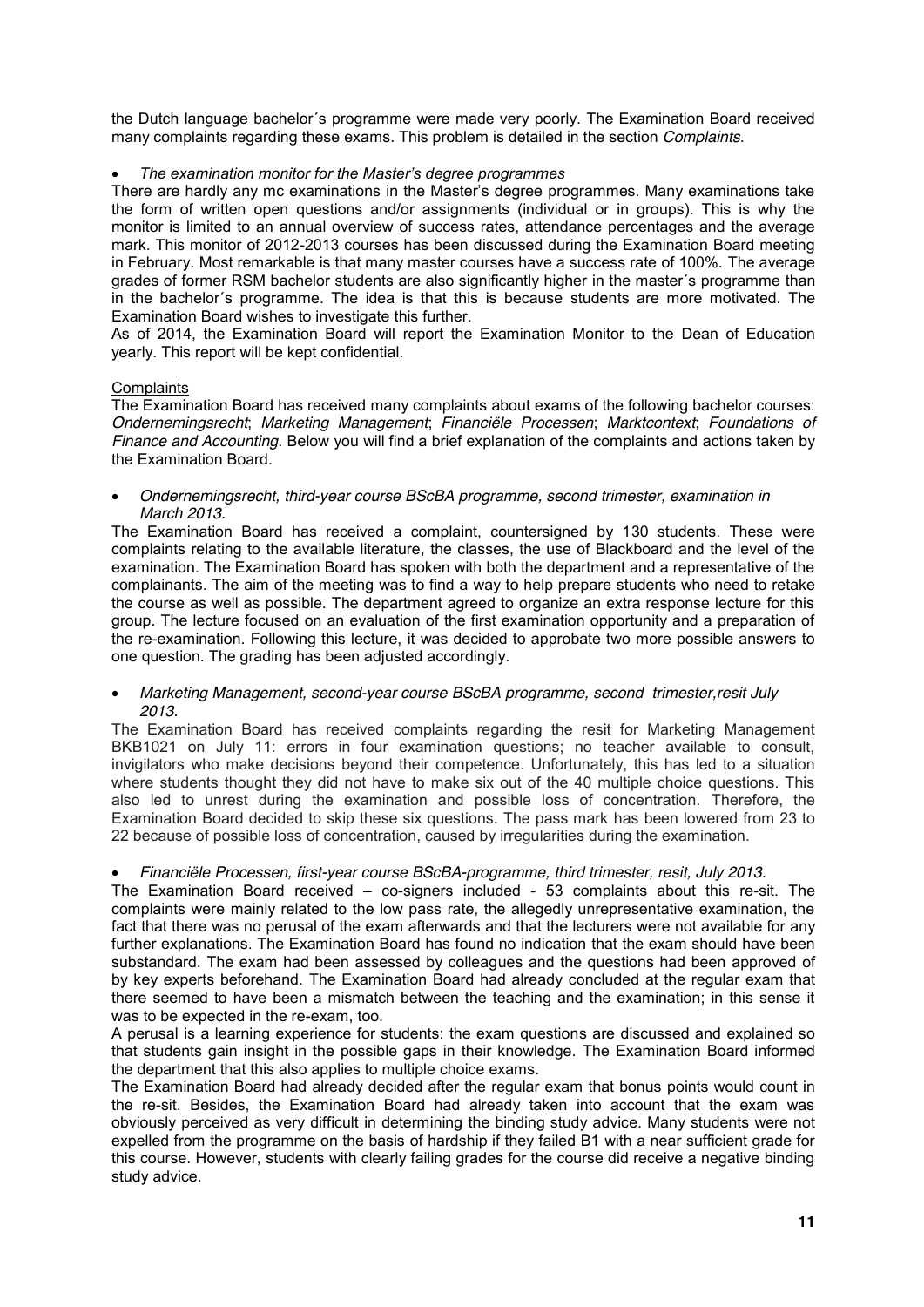the Dutch language bachelor´s programme were made very poorly. The Examination Board received many complaints regarding these exams. This problem is detailed in the section *Complaints*.

- *The examination monitor for the Master's degree programmes*

There are hardly any mc examinations in the Master's degree programmes. Many examinations take the form of written open questions and/or assignments (individual or in groups). This is why the monitor is limited to an annual overview of success rates, attendance percentages and the average mark. This monitor of 2012-2013 courses has been discussed during the Examination Board meeting in February. Most remarkable is that many master courses have a success rate of 100%. The average grades of former RSM bachelor students are also significantly higher in the master´s programme than in the bachelor´s programme. The idea is that this is because students are more motivated. The Examination Board wishes to investigate this further.
As of 2014, the Examination Board will report the Examination Monitor to the Dean of Education yearly. This report will be kept confidential.

<u>Complaints</u>

The Examination Board has received many complaints about exams of the following bachelor courses: *Ondernemingsrecht*; *Marketing Management*; *Financiële Processen*; *Marktcontext*; *Foundations of Finance and Accounting.* Below you will find a brief explanation of the complaints and actions taken by the Examination Board.

- *Ondernemingsrecht, third-year course BScBA programme, second trimester, examination in March 2013.*

The Examination Board has received a complaint, countersigned by 130 students. These were complaints relating to the available literature, the classes, the use of Blackboard and the level of the examination. The Examination Board has spoken with both the department and a representative of the complainants. The aim of the meeting was to find a way to help prepare students who need to retake the course as well as possible. The department agreed to organize an extra response lecture for this group. The lecture focused on an evaluation of the first examination opportunity and a preparation of the re-examination. Following this lecture, it was decided to approbate two more possible answers to one question. The grading has been adjusted accordingly.

- *Marketing Management, second-year course BScBA programme, second trimester,resit July 2013.*

The Examination Board has received complaints regarding the resit for Marketing Management BKB1021 on July 11: errors in four examination questions; no teacher available to consult, invigilators who make decisions beyond their competence. Unfortunately, this has led to a situation where students thought they did not have to make six out of the 40 multiple choice questions. This also led to unrest during the examination and possible loss of concentration. Therefore, the Examination Board decided to skip these six questions. The pass mark has been lowered from 23 to 22 because of possible loss of concentration, caused by irregularities during the examination.

- *Financiële Processen, first-year course BScBA-programme, third trimester, resit, July 2013.*

The Examination Board received – co-signers included - 53 complaints about this re-sit. The complaints were mainly related to the low pass rate, the allegedly unrepresentative examination, the fact that there was no perusal of the exam afterwards and that the lecturers were not available for any further explanations. The Examination Board has found no indication that the exam should have been substandard. The exam had been assessed by colleagues and the questions had been approved of by key experts beforehand. The Examination Board had already concluded at the regular exam that there seemed to have been a mismatch between the teaching and the examination; in this sense it was to be expected in the re-exam, too.
A perusal is a learning experience for students: the exam questions are discussed and explained so that students gain insight in the possible gaps in their knowledge. The Examination Board informed the department that this also applies to multiple choice exams.
The Examination Board had already decided after the regular exam that bonus points would count in the re-sit. Besides, the Examination Board had already taken into account that the exam was obviously perceived as very difficult in determining the binding study advice. Many students were not expelled from the programme on the basis of hardship if they failed B1 with a near sufficient grade for this course. However, students with clearly failing grades for the course did receive a negative binding study advice.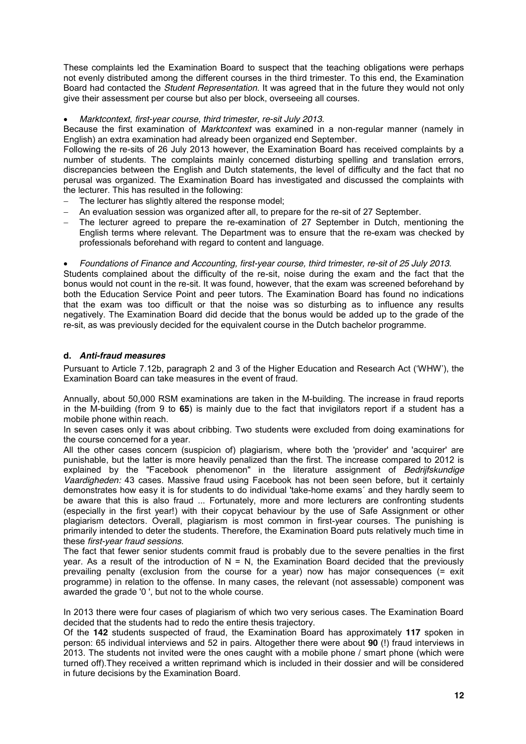These complaints led the Examination Board to suspect that the teaching obligations were perhaps not evenly distributed among the different courses in the third trimester. To this end, the Examination Board had contacted the *Student Representation.* It was agreed that in the future they would not only give their assessment per course but also per block, overseeing all courses.

- *Marktcontext, first-year course, third trimester, re-sit July 2013.*

Because the first examination of *Marktcontext* was examined in a non-regular manner (namely in English) an extra examination had already been organized end September.

Following the re-sits of 26 July 2013 however, the Examination Board has received complaints by a number of students. The complaints mainly concerned disturbing spelling and translation errors, discrepancies between the English and Dutch statements, the level of difficulty and the fact that no perusal was organized. The Examination Board has investigated and discussed the complaints with the lecturer. This has resulted in the following:

- The lecturer has slightly altered the response model;
- An evaluation session was organized after all, to prepare for the re-sit of 27 September.
- The lecturer agreed to prepare the re-examination of 27 September in Dutch, mentioning the English terms where relevant. The Department was to ensure that the re-exam was checked by professionals beforehand with regard to content and language.

- *Foundations of Finance and Accounting, first-year course, third trimester, re-sit of 25 July 2013.*

Students complained about the difficulty of the re-sit, noise during the exam and the fact that the bonus would not count in the re-sit. It was found, however, that the exam was screened beforehand by both the Education Service Point and peer tutors. The Examination Board has found no indications that the exam was too difficult or that the noise was so disturbing as to influence any results negatively. The Examination Board did decide that the bonus would be added up to the grade of the re-sit, as was previously decided for the equivalent course in the Dutch bachelor programme.

### d. *Anti-fraud measures*

Pursuant to Article 7.12b, paragraph 2 and 3 of the Higher Education and Research Act ('WHW'), the Examination Board can take measures in the event of fraud.

Annually, about 50,000 RSM examinations are taken in the M-building. The increase in fraud reports in the M-building (from 9 to **65**) is mainly due to the fact that invigilators report if a student has a mobile phone within reach.

In seven cases only it was about cribbing. Two students were excluded from doing examinations for the course concerned for a year.

All the other cases concern (suspicion of) plagiarism, where both the 'provider' and 'acquirer' are punishable, but the latter is more heavily penalized than the first. The increase compared to 2012 is explained by the "Facebook phenomenon" in the literature assignment of *Bedrijfskundige Vaardigheden:* 43 cases. Massive fraud using Facebook has not been seen before, but it certainly demonstrates how easy it is for students to do individual 'take-home exams´ and they hardly seem to be aware that this is also fraud ... Fortunately, more and more lecturers are confronting students (especially in the first year!) with their copycat behaviour by the use of Safe Assignment or other plagiarism detectors. Overall, plagiarism is most common in first-year courses. The punishing is primarily intended to deter the students. Therefore, the Examination Board puts relatively much time in these *first-year fraud sessions*.

The fact that fewer senior students commit fraud is probably due to the severe penalties in the first year. As a result of the introduction of N = N, the Examination Board decided that the previously prevailing penalty (exclusion from the course for a year) now has major consequences (= exit programme) in relation to the offense. In many cases, the relevant (not assessable) component was awarded the grade '0 ', but not to the whole course.

In 2013 there were four cases of plagiarism of which two very serious cases. The Examination Board decided that the students had to redo the entire thesis trajectory.

Of the **142** students suspected of fraud, the Examination Board has approximately **117** spoken in person: 65 individual interviews and 52 in pairs. Altogether there were about **90** (!) fraud interviews in 2013. The students not invited were the ones caught with a mobile phone / smart phone (which were turned off).They received a written reprimand which is included in their dossier and will be considered in future decisions by the Examination Board.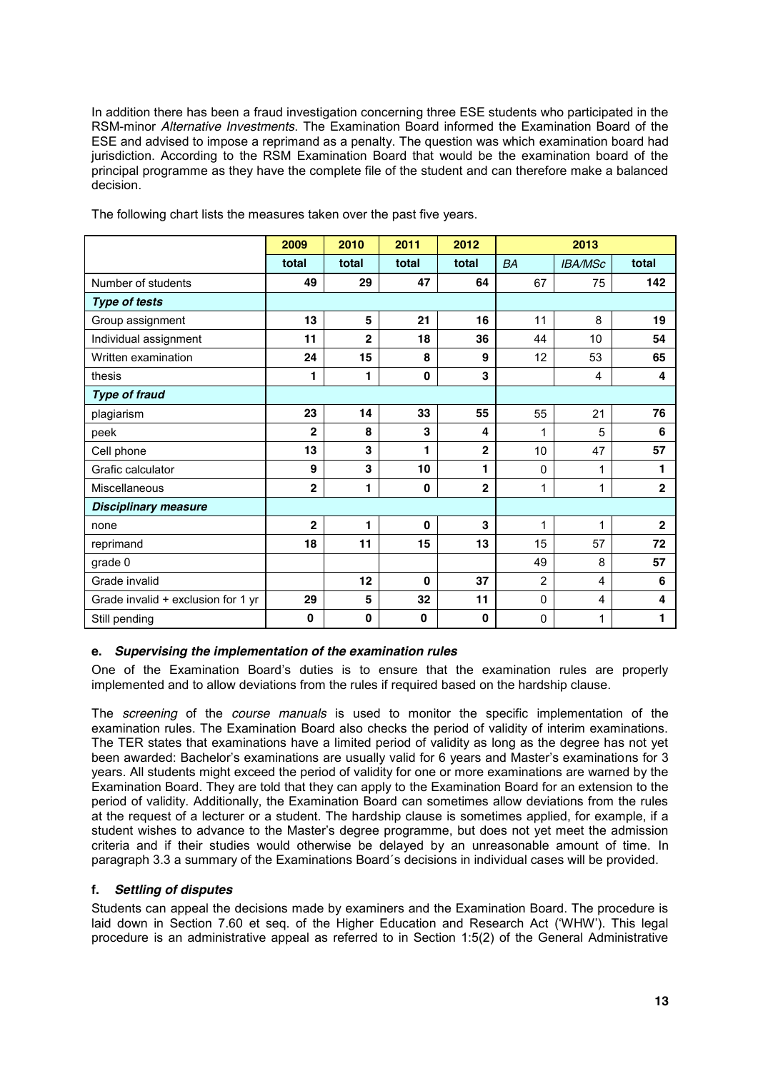In addition there has been a fraud investigation concerning three ESE students who participated in the RSM-minor *Alternative Investments*. The Examination Board informed the Examination Board of the ESE and advised to impose a reprimand as a penalty. The question was which examination board had jurisdiction. According to the RSM Examination Board that would be the examination board of the principal programme as they have the complete file of the student and can therefore make a balanced decision.

The following chart lists the measures taken over the past five years.

| | 2009 | 2010 | 2011 | 2012 | 2013 | | |
|---|---|---|---|---|---|---|---|
| | total | total | total | total | *BA* | *IBA/MSc* | total |
| Number of students | **49** | **29** | **47** | **64** | 67 | 75 | **142** |
| ***Type of tests*** | | | | | | | |
| Group assignment | **13** | **5** | **21** | **16** | 11 | 8 | **19** |
| Individual assignment | **11** | **2** | **18** | **36** | 44 | 10 | **54** |
| Written examination | **24** | **15** | **8** | **9** | 12 | 53 | **65** |
| thesis | **1** | **1** | **0** | **3** | | 4 | **4** |
| ***Type of fraud*** | | | | | | | |
| plagiarism | **23** | **14** | **33** | **55** | 55 | 21 | **76** |
| peek | **2** | **8** | **3** | **4** | 1 | 5 | **6** |
| Cell phone | **13** | **3** | **1** | **2** | 10 | 47 | **57** |
| Grafic calculator | **9** | **3** | **10** | **1** | 0 | 1 | **1** |
| Miscellaneous | **2** | **1** | **0** | **2** | 1 | 1 | **2** |
| ***Disciplinary measure*** | | | | | | | |
| none | **2** | **1** | **0** | **3** | 1 | 1 | **2** |
| reprimand | **18** | **11** | **15** | **13** | 15 | 57 | **72** |
| grade 0 | | | | | 49 | 8 | **57** |
| Grade invalid | | **12** | **0** | **37** | 2 | 4 | **6** |
| Grade invalid + exclusion for 1 yr | **29** | **5** | **32** | **11** | 0 | 4 | **4** |
| Still pending | **0** | **0** | **0** | **0** | 0 | 1 | **1** |

**e. *Supervising the implementation of the examination rules***

One of the Examination Board's duties is to ensure that the examination rules are properly implemented and to allow deviations from the rules if required based on the hardship clause.

The *screening* of the *course manuals* is used to monitor the specific implementation of the examination rules. The Examination Board also checks the period of validity of interim examinations. The TER states that examinations have a limited period of validity as long as the degree has not yet been awarded: Bachelor's examinations are usually valid for 6 years and Master's examinations for 3 years. All students might exceed the period of validity for one or more examinations are warned by the Examination Board. They are told that they can apply to the Examination Board for an extension to the period of validity. Additionally, the Examination Board can sometimes allow deviations from the rules at the request of a lecturer or a student. The hardship clause is sometimes applied, for example, if a student wishes to advance to the Master's degree programme, but does not yet meet the admission criteria and if their studies would otherwise be delayed by an unreasonable amount of time. In paragraph 3.3 a summary of the Examinations Board´s decisions in individual cases will be provided.

**f. *Settling of disputes***

Students can appeal the decisions made by examiners and the Examination Board. The procedure is laid down in Section 7.60 et seq. of the Higher Education and Research Act ('WHW'). This legal procedure is an administrative appeal as referred to in Section 1:5(2) of the General Administrative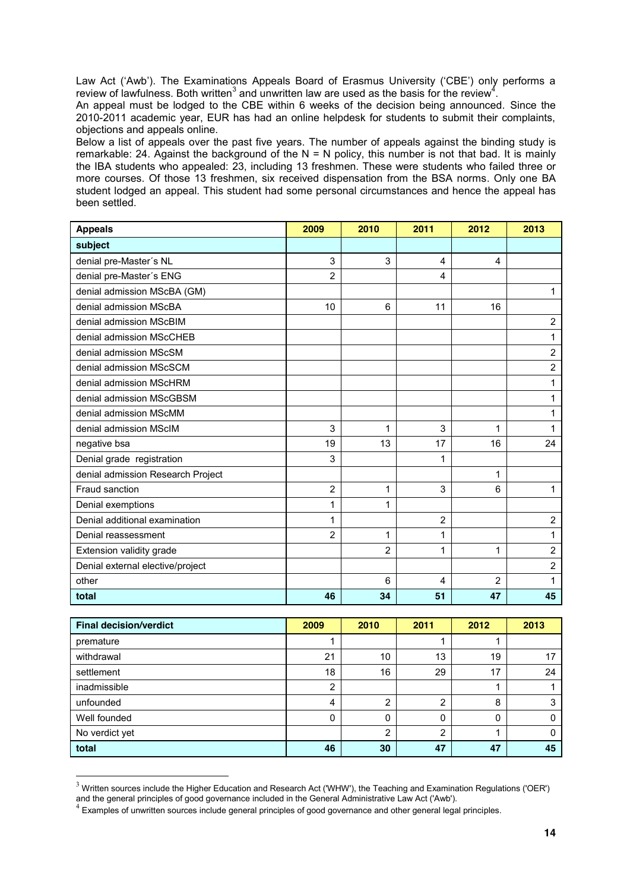Law Act ('Awb'). The Examinations Appeals Board of Erasmus University ('CBE') only performs a review of lawfulness. Both written[3] and unwritten law are used as the basis for the review[4].
An appeal must be lodged to the CBE within 6 weeks of the decision being announced. Since the 2010-2011 academic year, EUR has had an online helpdesk for students to submit their complaints, objections and appeals online.
Below a list of appeals over the past five years. The number of appeals against the binding study is remarkable: 24. Against the background of the N = N policy, this number is not that bad. It is mainly the IBA students who appealed: 23, including 13 freshmen. These were students who failed three or more courses. Of those 13 freshmen, six received dispensation from the BSA norms. Only one BA student lodged an appeal. This student had some personal circumstances and hence the appeal has been settled.

| **Appeals** | **2009** | **2010** | **2011** | **2012** | **2013** |
|---|---|---|---|---|---|
| **subject** | | | | | |
| denial pre-Master´s NL | 3 | 3 | 4 | 4 | |
| denial pre-Master´s ENG | 2 | | 4 | | |
| denial admission MScBA (GM) | | | | | 1 |
| denial admission MScBA | 10 | 6 | 11 | 16 | |
| denial admission MScBIM | | | | | 2 |
| denial admission MScCHEB | | | | | 1 |
| denial admission MScSM | | | | | 2 |
| denial admission MScSCM | | | | | 2 |
| denial admission MScHRM | | | | | 1 |
| denial admission MScGBSM | | | | | 1 |
| denial admission MScMM | | | | | 1 |
| denial admission MScIM | 3 | 1 | 3 | 1 | 1 |
| negative bsa | 19 | 13 | 17 | 16 | 24 |
| Denial grade registration | 3 | | 1 | | |
| denial admission Research Project | | | | 1 | |
| Fraud sanction | 2 | 1 | 3 | 6 | 1 |
| Denial exemptions | 1 | 1 | | | |
| Denial additional examination | 1 | | 2 | | 2 |
| Denial reassessment | 2 | 1 | 1 | | 1 |
| Extension validity grade | | 2 | 1 | 1 | 2 |
| Denial external elective/project | | | | | 2 |
| other | | 6 | 4 | 2 | 1 |
| **total** | **46** | **34** | **51** | **47** | **45** |

| **Final decision/verdict** | **2009** | **2010** | **2011** | **2012** | **2013** |
|---|---|---|---|---|---|
| premature | 1 | | 1 | 1 | |
| withdrawal | 21 | 10 | 13 | 19 | 17 |
| settlement | 18 | 16 | 29 | 17 | 24 |
| inadmissible | 2 | | | 1 | 1 |
| unfounded | 4 | 2 | 2 | 8 | 3 |
| Well founded | 0 | 0 | 0 | 0 | 0 |
| No verdict yet | | 2 | 2 | 1 | 0 |
| **total** | **46** | **30** | **47** | **47** | **45** |

[3] Written sources include the Higher Education and Research Act ('WHW'), the Teaching and Examination Regulations ('OER') and the general principles of good governance included in the General Administrative Law Act ('Awb').
[4] Examples of unwritten sources include general principles of good governance and other general legal principles.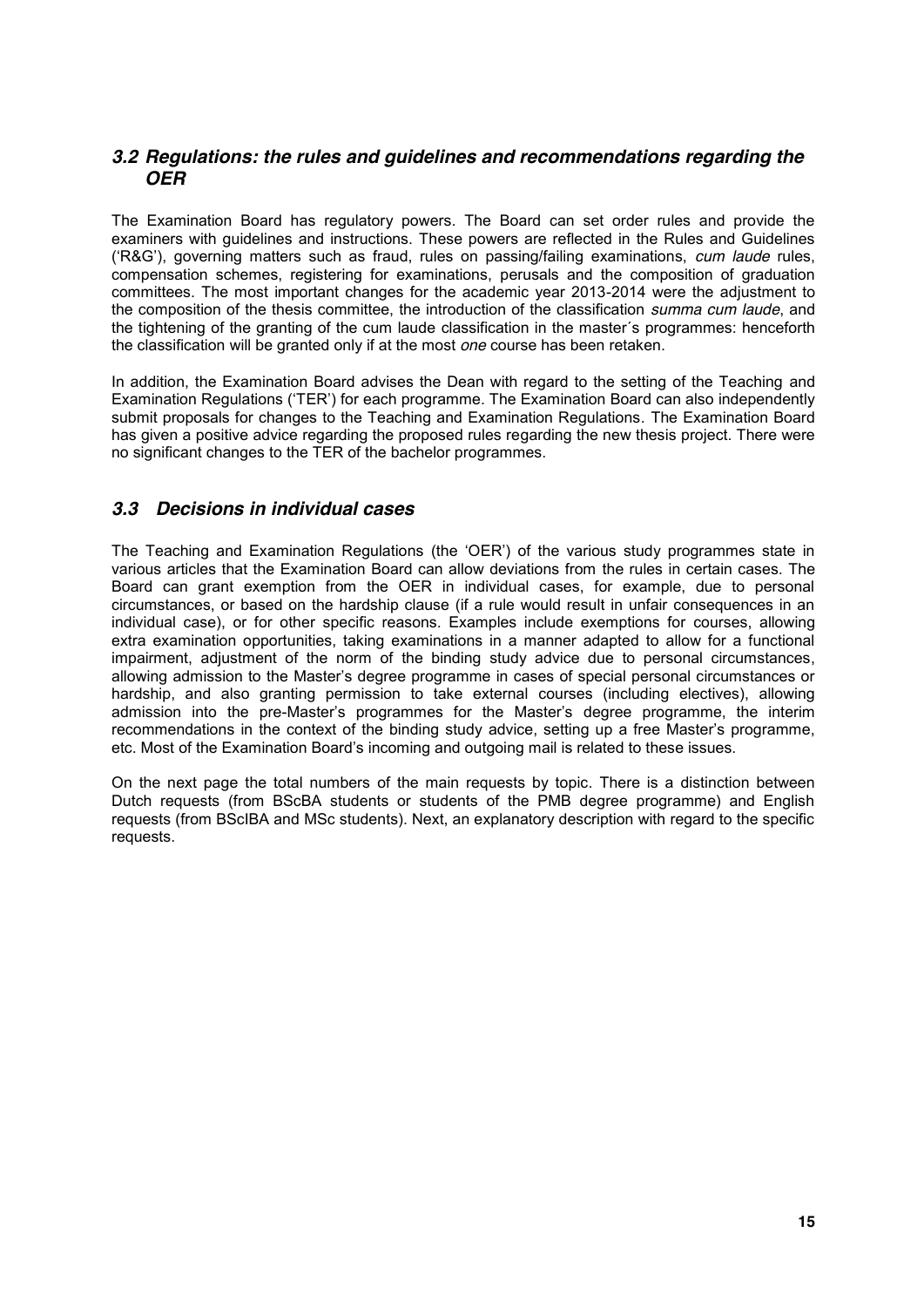### *3.2 Regulations: the rules and guidelines and recommendations regarding the OER*

The Examination Board has regulatory powers. The Board can set order rules and provide the examiners with guidelines and instructions. These powers are reflected in the Rules and Guidelines ('R&G'), governing matters such as fraud, rules on passing/failing examinations, *cum laude* rules, compensation schemes, registering for examinations, perusals and the composition of graduation committees. The most important changes for the academic year 2013-2014 were the adjustment to the composition of the thesis committee, the introduction of the classification *summa cum laude*, and the tightening of the granting of the cum laude classification in the master´s programmes: henceforth the classification will be granted only if at the most *one* course has been retaken.

In addition, the Examination Board advises the Dean with regard to the setting of the Teaching and Examination Regulations ('TER') for each programme. The Examination Board can also independently submit proposals for changes to the Teaching and Examination Regulations. The Examination Board has given a positive advice regarding the proposed rules regarding the new thesis project. There were no significant changes to the TER of the bachelor programmes.

### *3.3 Decisions in individual cases*

The Teaching and Examination Regulations (the 'OER') of the various study programmes state in various articles that the Examination Board can allow deviations from the rules in certain cases. The Board can grant exemption from the OER in individual cases, for example, due to personal circumstances, or based on the hardship clause (if a rule would result in unfair consequences in an individual case), or for other specific reasons. Examples include exemptions for courses, allowing extra examination opportunities, taking examinations in a manner adapted to allow for a functional impairment, adjustment of the norm of the binding study advice due to personal circumstances, allowing admission to the Master's degree programme in cases of special personal circumstances or hardship, and also granting permission to take external courses (including electives), allowing admission into the pre-Master's programmes for the Master's degree programme, the interim recommendations in the context of the binding study advice, setting up a free Master's programme, etc. Most of the Examination Board's incoming and outgoing mail is related to these issues.

On the next page the total numbers of the main requests by topic. There is a distinction between Dutch requests (from BScBA students or students of the PMB degree programme) and English requests (from BScIBA and MSc students). Next, an explanatory description with regard to the specific requests.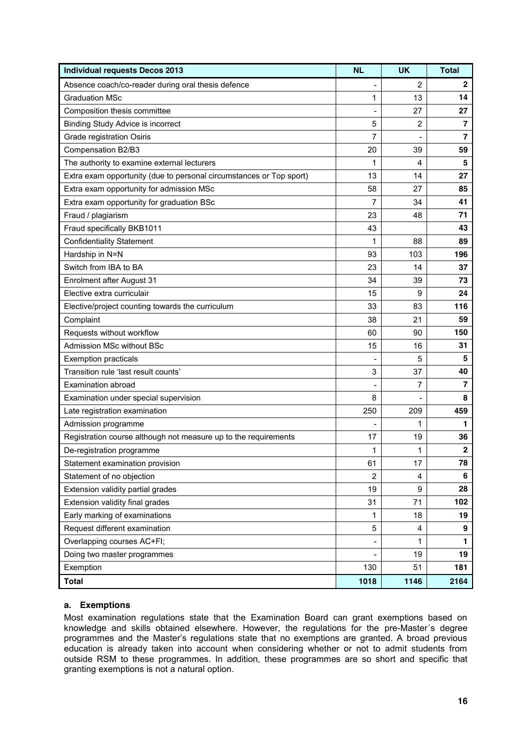| Individual requests Decos 2013 | NL | UK | Total |
|---|---|---|---|
| Absence coach/co-reader during oral thesis defence | - | 2 | **2** |
| Graduation MSc | 1 | 13 | **14** |
| Composition thesis committee | - | 27 | **27** |
| Binding Study Advice is incorrect | 5 | 2 | **7** |
| Grade registration Osiris | 7 | - | **7** |
| Compensation B2/B3 | 20 | 39 | **59** |
| The authority to examine external lecturers | 1 | 4 | **5** |
| Extra exam opportunity (due to personal circumstances or Top sport) | 13 | 14 | **27** |
| Extra exam opportunity for admission MSc | 58 | 27 | **85** |
| Extra exam opportunity for graduation BSc | 7 | 34 | **41** |
| Fraud / plagiarism | 23 | 48 | **71** |
| Fraud specifically BKB1011 | 43 | | **43** |
| Confidentiality Statement | 1 | 88 | **89** |
| Hardship in N=N | 93 | 103 | **196** |
| Switch from IBA to BA | 23 | 14 | **37** |
| Enrolment after August 31 | 34 | 39 | **73** |
| Elective extra curriculair | 15 | 9 | **24** |
| Elective/project counting towards the curriculum | 33 | 83 | **116** |
| Complaint | 38 | 21 | **59** |
| Requests without workflow | 60 | 90 | **150** |
| Admission MSc without BSc | 15 | 16 | **31** |
| Exemption practicals | - | 5 | **5** |
| Transition rule 'last result counts' | 3 | 37 | **40** |
| Examination abroad | - | 7 | **7** |
| Examination under special supervision | 8 | - | **8** |
| Late registration examination | 250 | 209 | **459** |
| Admission programme | - | 1 | **1** |
| Registration course although not measure up to the requirements | 17 | 19 | **36** |
| De-registration programme | 1 | 1 | **2** |
| Statement examination provision | 61 | 17 | **78** |
| Statement of no objection | 2 | 4 | **6** |
| Extension validity partial grades | 19 | 9 | **28** |
| Extension validity final grades | 31 | 71 | **102** |
| Early marking of examinations | 1 | 18 | **19** |
| Request different examination | 5 | 4 | **9** |
| Overlapping courses AC+FI; | - | 1 | **1** |
| Doing two master programmes | - | 19 | **19** |
| Exemption | 130 | 51 | **181** |
| **Total** | **1018** | **1146** | **2164** |

### a. Exemptions

Most examination regulations state that the Examination Board can grant exemptions based on knowledge and skills obtained elsewhere. However, the regulations for the pre-Master´s degree programmes and the Master's regulations state that no exemptions are granted. A broad previous education is already taken into account when considering whether or not to admit students from outside RSM to these programmes. In addition, these programmes are so short and specific that granting exemptions is not a natural option.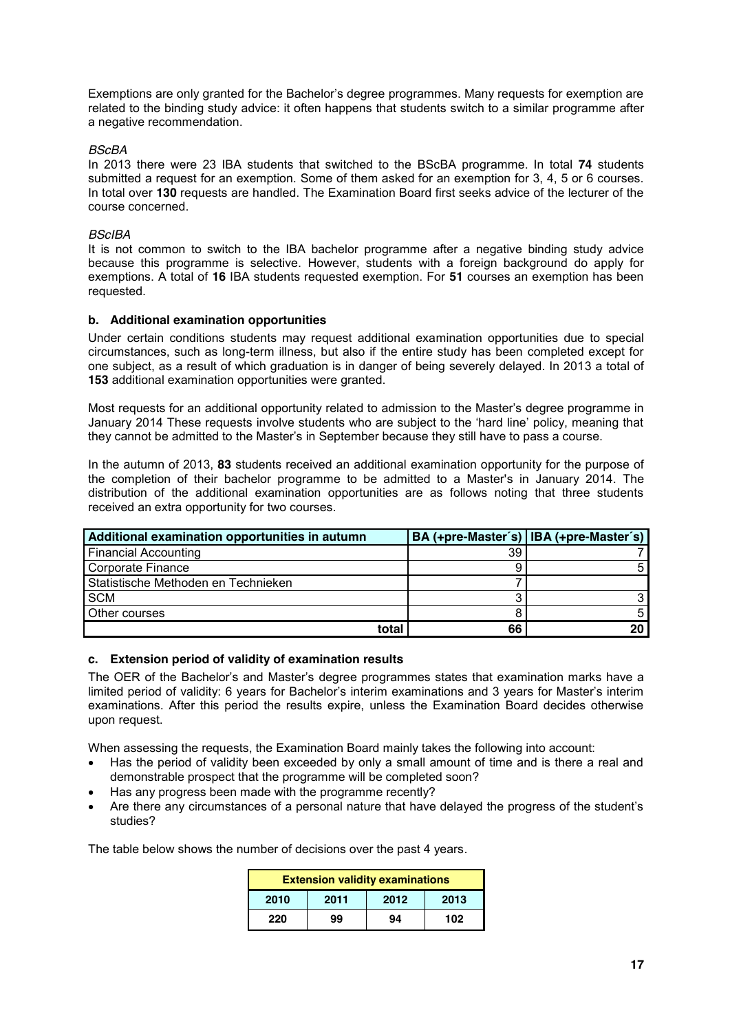Exemptions are only granted for the Bachelor's degree programmes. Many requests for exemption are related to the binding study advice: it often happens that students switch to a similar programme after a negative recommendation.

*BScBA*

In 2013 there were 23 IBA students that switched to the BScBA programme. In total **74** students submitted a request for an exemption. Some of them asked for an exemption for 3, 4, 5 or 6 courses. In total over **130** requests are handled. The Examination Board first seeks advice of the lecturer of the course concerned.

*BScIBA*

It is not common to switch to the IBA bachelor programme after a negative binding study advice because this programme is selective. However, students with a foreign background do apply for exemptions. A total of **16** IBA students requested exemption. For **51** courses an exemption has been requested.

### b. Additional examination opportunities

Under certain conditions students may request additional examination opportunities due to special circumstances, such as long-term illness, but also if the entire study has been completed except for one subject, as a result of which graduation is in danger of being severely delayed. In 2013 a total of **153** additional examination opportunities were granted.

Most requests for an additional opportunity related to admission to the Master's degree programme in January 2014 These requests involve students who are subject to the 'hard line' policy, meaning that they cannot be admitted to the Master's in September because they still have to pass a course.

In the autumn of 2013, **83** students received an additional examination opportunity for the purpose of the completion of their bachelor programme to be admitted to a Master's in January 2014. The distribution of the additional examination opportunities are as follows noting that three students received an extra opportunity for two courses.

| Additional examination opportunities in autumn | BA (+pre-Master´s) | IBA (+pre-Master´s) |
|---|---|---|
| Financial Accounting | 39 | 7 |
| Corporate Finance | 9 | 5 |
| Statistische Methoden en Technieken | 7 | |
| SCM | 3 | 3 |
| Other courses | 8 | 5 |
| **total** | **66** | **20** |

### c. Extension period of validity of examination results

The OER of the Bachelor's and Master's degree programmes states that examination marks have a limited period of validity: 6 years for Bachelor's interim examinations and 3 years for Master's interim examinations. After this period the results expire, unless the Examination Board decides otherwise upon request.

When assessing the requests, the Examination Board mainly takes the following into account:

- Has the period of validity been exceeded by only a small amount of time and is there a real and demonstrable prospect that the programme will be completed soon?
- Has any progress been made with the programme recently?
- Are there any circumstances of a personal nature that have delayed the progress of the student's studies?

The table below shows the number of decisions over the past 4 years.

| Extension validity examinations | | | |
|---|---|---|---|
| **2010** | **2011** | **2012** | **2013** |
| **220** | **99** | **94** | **102** |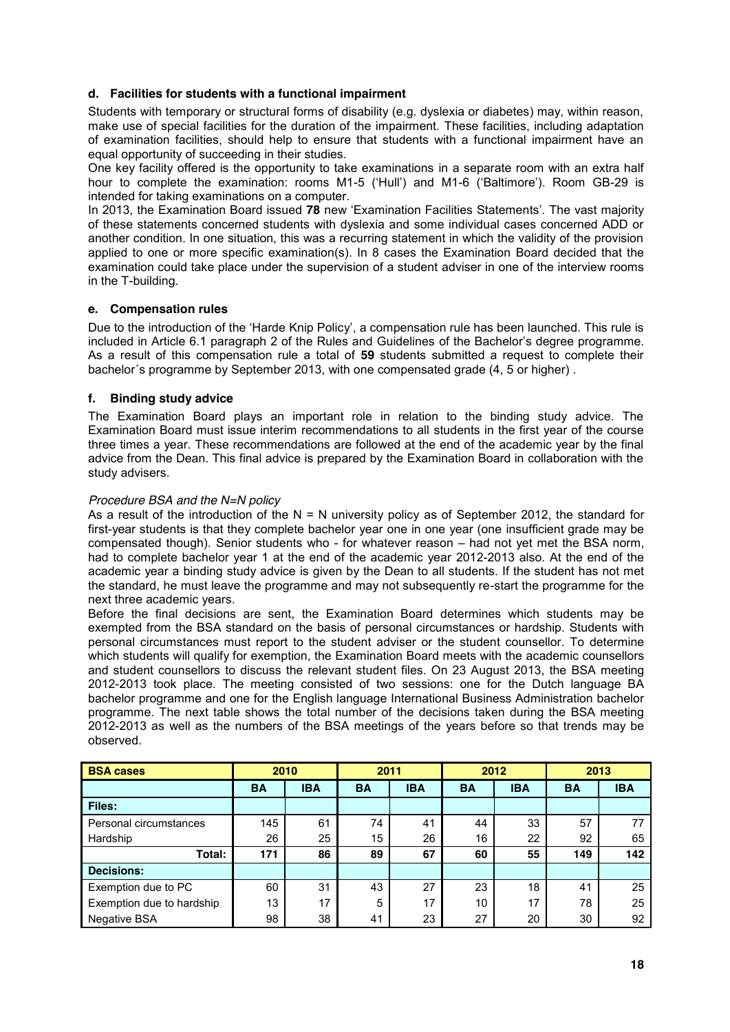#### d. Facilities for students with a functional impairment

Students with temporary or structural forms of disability (e.g. dyslexia or diabetes) may, within reason, make use of special facilities for the duration of the impairment. These facilities, including adaptation of examination facilities, should help to ensure that students with a functional impairment have an equal opportunity of succeeding in their studies.

One key facility offered is the opportunity to take examinations in a separate room with an extra half hour to complete the examination: rooms M1-5 ('Hull') and M1-6 ('Baltimore'). Room GB-29 is intended for taking examinations on a computer.

In 2013, the Examination Board issued **78** new 'Examination Facilities Statements'. The vast majority of these statements concerned students with dyslexia and some individual cases concerned ADD or another condition. In one situation, this was a recurring statement in which the validity of the provision applied to one or more specific examination(s). In 8 cases the Examination Board decided that the examination could take place under the supervision of a student adviser in one of the interview rooms in the T-building.

#### e. Compensation rules

Due to the introduction of the 'Harde Knip Policy', a compensation rule has been launched. This rule is included in Article 6.1 paragraph 2 of the Rules and Guidelines of the Bachelor's degree programme. As a result of this compensation rule a total of **59** students submitted a request to complete their bachelor´s programme by September 2013, with one compensated grade (4, 5 or higher) .

#### f. Binding study advice

The Examination Board plays an important role in relation to the binding study advice. The Examination Board must issue interim recommendations to all students in the first year of the course three times a year. These recommendations are followed at the end of the academic year by the final advice from the Dean. This final advice is prepared by the Examination Board in collaboration with the study advisers.

*Procedure BSA and the N=N policy*

As a result of the introduction of the N = N university policy as of September 2012, the standard for first-year students is that they complete bachelor year one in one year (one insufficient grade may be compensated though). Senior students who - for whatever reason – had not yet met the BSA norm, had to complete bachelor year 1 at the end of the academic year 2012-2013 also. At the end of the academic year a binding study advice is given by the Dean to all students. If the student has not met the standard, he must leave the programme and may not subsequently re-start the programme for the next three academic years.

Before the final decisions are sent, the Examination Board determines which students may be exempted from the BSA standard on the basis of personal circumstances or hardship. Students with personal circumstances must report to the student adviser or the student counsellor. To determine which students will qualify for exemption, the Examination Board meets with the academic counsellors and student counsellors to discuss the relevant student files. On 23 August 2013, the BSA meeting 2012-2013 took place. The meeting consisted of two sessions: one for the Dutch language BA bachelor programme and one for the English language International Business Administration bachelor programme. The next table shows the total number of the decisions taken during the BSA meeting 2012-2013 as well as the numbers of the BSA meetings of the years before so that trends may be observed.

| **BSA cases** | **2010** | | **2011** | | **2012** | | **2013** | |
|---|---|---|---|---|---|---|---|---|
| | **BA** | **IBA** | **BA** | **IBA** | **BA** | **IBA** | **BA** | **IBA** |
| **Files:** | | | | | | | | |
| Personal circumstances | 145 | 61 | 74 | 41 | 44 | 33 | 57 | 77 |
| Hardship | 26 | 25 | 15 | 26 | 16 | 22 | 92 | 65 |
| **Total:** | **171** | **86** | **89** | **67** | **60** | **55** | **149** | **142** |
| **Decisions:** | | | | | | | | |
| Exemption due to PC | 60 | 31 | 43 | 27 | 23 | 18 | 41 | 25 |
| Exemption due to hardship | 13 | 17 | 5 | 17 | 10 | 17 | 78 | 25 |
| Negative BSA | 98 | 38 | 41 | 23 | 27 | 20 | 30 | 92 |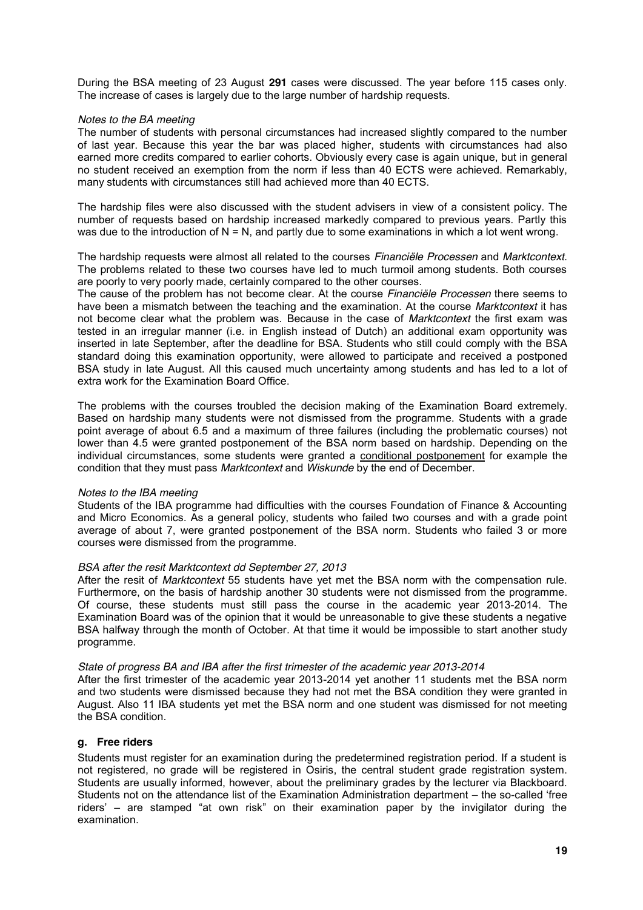During the BSA meeting of 23 August **291** cases were discussed. The year before 115 cases only. The increase of cases is largely due to the large number of hardship requests.

*Notes to the BA meeting*

The number of students with personal circumstances had increased slightly compared to the number of last year. Because this year the bar was placed higher, students with circumstances had also earned more credits compared to earlier cohorts. Obviously every case is again unique, but in general no student received an exemption from the norm if less than 40 ECTS were achieved. Remarkably, many students with circumstances still had achieved more than 40 ECTS.

The hardship files were also discussed with the student advisers in view of a consistent policy. The number of requests based on hardship increased markedly compared to previous years. Partly this was due to the introduction of N = N, and partly due to some examinations in which a lot went wrong.

The hardship requests were almost all related to the courses *Financiële Processen* and *Marktcontext*. The problems related to these two courses have led to much turmoil among students. Both courses are poorly to very poorly made, certainly compared to the other courses.

The cause of the problem has not become clear. At the course *Financiële Processen* there seems to have been a mismatch between the teaching and the examination. At the course *Marktcontext* it has not become clear what the problem was. Because in the case of *Marktcontext* the first exam was tested in an irregular manner (i.e. in English instead of Dutch) an additional exam opportunity was inserted in late September, after the deadline for BSA. Students who still could comply with the BSA standard doing this examination opportunity, were allowed to participate and received a postponed BSA study in late August. All this caused much uncertainty among students and has led to a lot of extra work for the Examination Board Office.

The problems with the courses troubled the decision making of the Examination Board extremely. Based on hardship many students were not dismissed from the programme. Students with a grade point average of about 6.5 and a maximum of three failures (including the problematic courses) not lower than 4.5 were granted postponement of the BSA norm based on hardship. Depending on the individual circumstances, some students were granted a <u>conditional postponement</u> for example the condition that they must pass *Marktcontext* and *Wiskunde* by the end of December.

*Notes to the IBA meeting*

Students of the IBA programme had difficulties with the courses Foundation of Finance & Accounting and Micro Economics. As a general policy, students who failed two courses and with a grade point average of about 7, were granted postponement of the BSA norm. Students who failed 3 or more courses were dismissed from the programme.

*BSA after the resit Marktcontext dd September 27, 2013*

After the resit of *Marktcontext* 55 students have yet met the BSA norm with the compensation rule. Furthermore, on the basis of hardship another 30 students were not dismissed from the programme. Of course, these students must still pass the course in the academic year 2013-2014. The Examination Board was of the opinion that it would be unreasonable to give these students a negative BSA halfway through the month of October. At that time it would be impossible to start another study programme.

*State of progress BA and IBA after the first trimester of the academic year 2013-2014*

After the first trimester of the academic year 2013-2014 yet another 11 students met the BSA norm and two students were dismissed because they had not met the BSA condition they were granted in August. Also 11 IBA students yet met the BSA norm and one student was dismissed for not meeting the BSA condition.

### g. Free riders

Students must register for an examination during the predetermined registration period. If a student is not registered, no grade will be registered in Osiris, the central student grade registration system. Students are usually informed, however, about the preliminary grades by the lecturer via Blackboard. Students not on the attendance list of the Examination Administration department – the so-called 'free riders' – are stamped "at own risk" on their examination paper by the invigilator during the examination.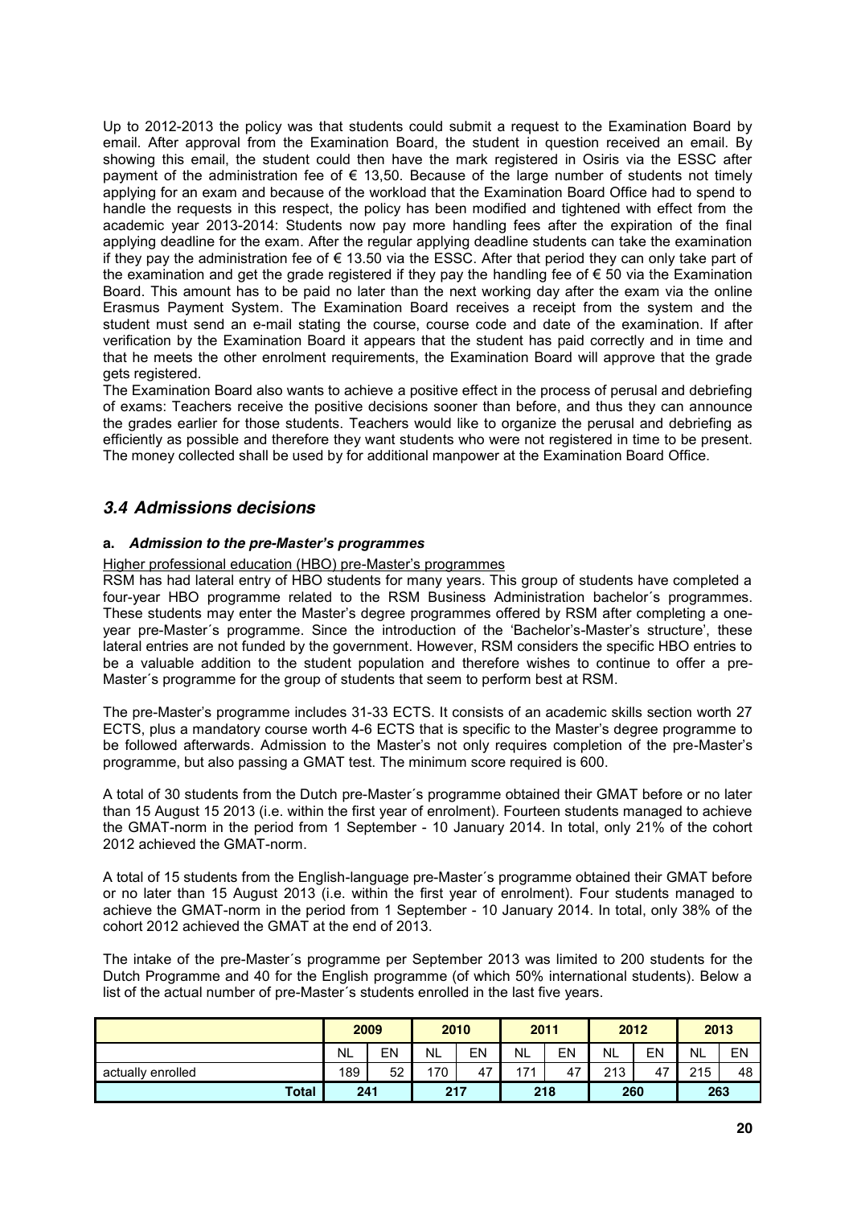Up to 2012-2013 the policy was that students could submit a request to the Examination Board by email. After approval from the Examination Board, the student in question received an email. By showing this email, the student could then have the mark registered in Osiris via the ESSC after payment of the administration fee of € 13,50. Because of the large number of students not timely applying for an exam and because of the workload that the Examination Board Office had to spend to handle the requests in this respect, the policy has been modified and tightened with effect from the academic year 2013-2014: Students now pay more handling fees after the expiration of the final applying deadline for the exam. After the regular applying deadline students can take the examination if they pay the administration fee of € 13.50 via the ESSC. After that period they can only take part of the examination and get the grade registered if they pay the handling fee of € 50 via the Examination Board. This amount has to be paid no later than the next working day after the exam via the online Erasmus Payment System. The Examination Board receives a receipt from the system and the student must send an e-mail stating the course, course code and date of the examination. If after verification by the Examination Board it appears that the student has paid correctly and in time and that he meets the other enrolment requirements, the Examination Board will approve that the grade gets registered.

The Examination Board also wants to achieve a positive effect in the process of perusal and debriefing of exams: Teachers receive the positive decisions sooner than before, and thus they can announce the grades earlier for those students. Teachers would like to organize the perusal and debriefing as efficiently as possible and therefore they want students who were not registered in time to be present. The money collected shall be used by for additional manpower at the Examination Board Office.

## *3.4 Admissions decisions*

### a. *Admission to the pre-Master's programmes*

Higher professional education (HBO) pre-Master's programmes

RSM has had lateral entry of HBO students for many years. This group of students have completed a four-year HBO programme related to the RSM Business Administration bachelor´s programmes. These students may enter the Master's degree programmes offered by RSM after completing a one-year pre-Master´s programme. Since the introduction of the 'Bachelor's-Master's structure', these lateral entries are not funded by the government. However, RSM considers the specific HBO entries to be a valuable addition to the student population and therefore wishes to continue to offer a pre-Master´s programme for the group of students that seem to perform best at RSM.

The pre-Master's programme includes 31-33 ECTS. It consists of an academic skills section worth 27 ECTS, plus a mandatory course worth 4-6 ECTS that is specific to the Master's degree programme to be followed afterwards. Admission to the Master's not only requires completion of the pre-Master's programme, but also passing a GMAT test. The minimum score required is 600.

A total of 30 students from the Dutch pre-Master´s programme obtained their GMAT before or no later than 15 August 15 2013 (i.e. within the first year of enrolment). Fourteen students managed to achieve the GMAT-norm in the period from 1 September - 10 January 2014. In total, only 21% of the cohort 2012 achieved the GMAT-norm.

A total of 15 students from the English-language pre-Master´s programme obtained their GMAT before or no later than 15 August 2013 (i.e. within the first year of enrolment). Four students managed to achieve the GMAT-norm in the period from 1 September - 10 January 2014. In total, only 38% of the cohort 2012 achieved the GMAT at the end of 2013.

The intake of the pre-Master´s programme per September 2013 was limited to 200 students for the Dutch Programme and 40 for the English programme (of which 50% international students). Below a list of the actual number of pre-Master´s students enrolled in the last five years.

| | 2009 | | 2010 | | 2011 | | 2012 | | 2013 | |
|---|---|---|---|---|---|---|---|---|---|---|
| | NL | EN | NL | EN | NL | EN | NL | EN | NL | EN |
| actually enrolled | 189 | 52 | 170 | 47 | 171 | 47 | 213 | 47 | 215 | 48 |
| **Total** | 241 | | 217 | | 218 | | 260 | | 263 | |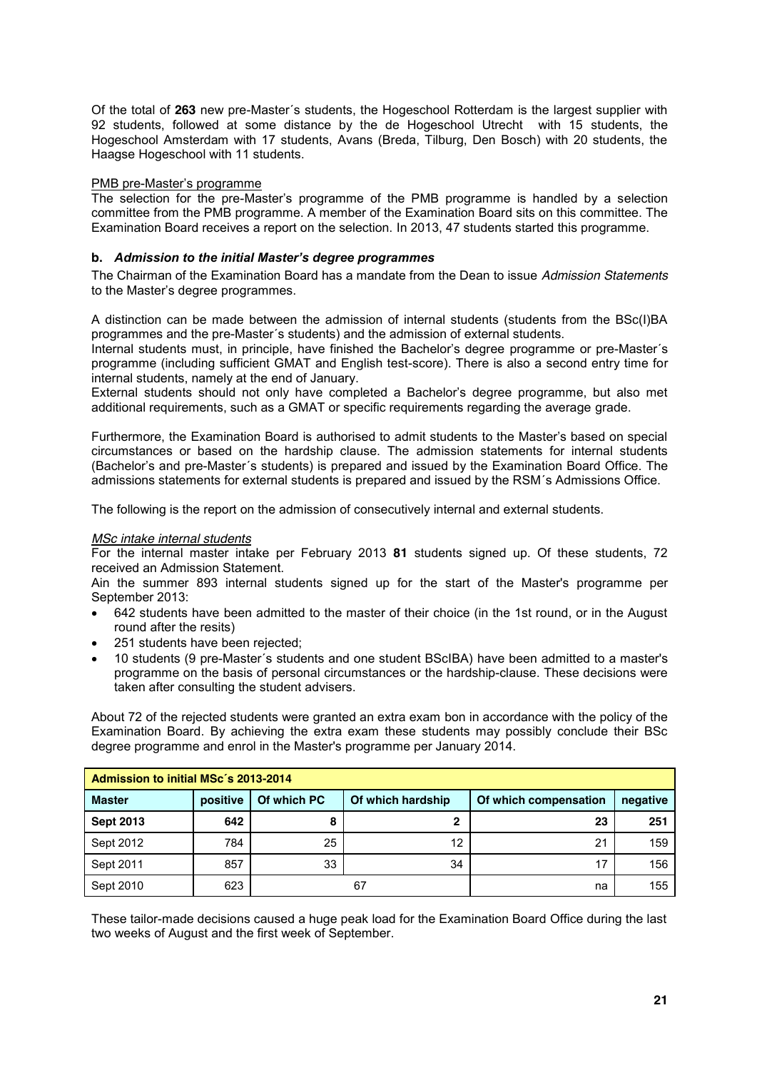Of the total of **263** new pre-Master´s students, the Hogeschool Rotterdam is the largest supplier with 92 students, followed at some distance by the de Hogeschool Utrecht with 15 students, the Hogeschool Amsterdam with 17 students, Avans (Breda, Tilburg, Den Bosch) with 20 students, the Haagse Hogeschool with 11 students.

PMB pre-Master's programme

The selection for the pre-Master's programme of the PMB programme is handled by a selection committee from the PMB programme. A member of the Examination Board sits on this committee. The Examination Board receives a report on the selection. In 2013, 47 students started this programme.

### b. *Admission to the initial Master's degree programmes*

The Chairman of the Examination Board has a mandate from the Dean to issue *Admission Statements* to the Master's degree programmes.

A distinction can be made between the admission of internal students (students from the BSc(I)BA programmes and the pre-Master´s students) and the admission of external students.

Internal students must, in principle, have finished the Bachelor's degree programme or pre-Master´s programme (including sufficient GMAT and English test-score). There is also a second entry time for internal students, namely at the end of January.

External students should not only have completed a Bachelor's degree programme, but also met additional requirements, such as a GMAT or specific requirements regarding the average grade.

Furthermore, the Examination Board is authorised to admit students to the Master's based on special circumstances or based on the hardship clause. The admission statements for internal students (Bachelor's and pre-Master´s students) is prepared and issued by the Examination Board Office. The admissions statements for external students is prepared and issued by the RSM´s Admissions Office.

The following is the report on the admission of consecutively internal and external students.

*MSc intake internal students*

For the internal master intake per February 2013 **81** students signed up. Of these students, 72 received an Admission Statement.

Ain the summer 893 internal students signed up for the start of the Master's programme per September 2013:

- 642 students have been admitted to the master of their choice (in the 1st round, or in the August round after the resits)
- 251 students have been rejected;
- 10 students (9 pre-Master´s students and one student BScIBA) have been admitted to a master's programme on the basis of personal circumstances or the hardship-clause. These decisions were taken after consulting the student advisers.

About 72 of the rejected students were granted an extra exam bon in accordance with the policy of the Examination Board. By achieving the extra exam these students may possibly conclude their BSc degree programme and enrol in the Master's programme per January 2014.

| Admission to initial MSc´s 2013-2014 | | | | | |
|---|---|---|---|---|---|
| **Master** | **positive** | **Of which PC** | **Of which hardship** | **Of which compensation** | **negative** |
| **Sept 2013** | **642** | **8** | **2** | **23** | **251** |
| Sept 2012 | 784 | 25 | 12 | 21 | 159 |
| Sept 2011 | 857 | 33 | 34 | 17 | 156 |
| Sept 2010 | 623 | 67 | | na | 155 |

These tailor-made decisions caused a huge peak load for the Examination Board Office during the last two weeks of August and the first week of September.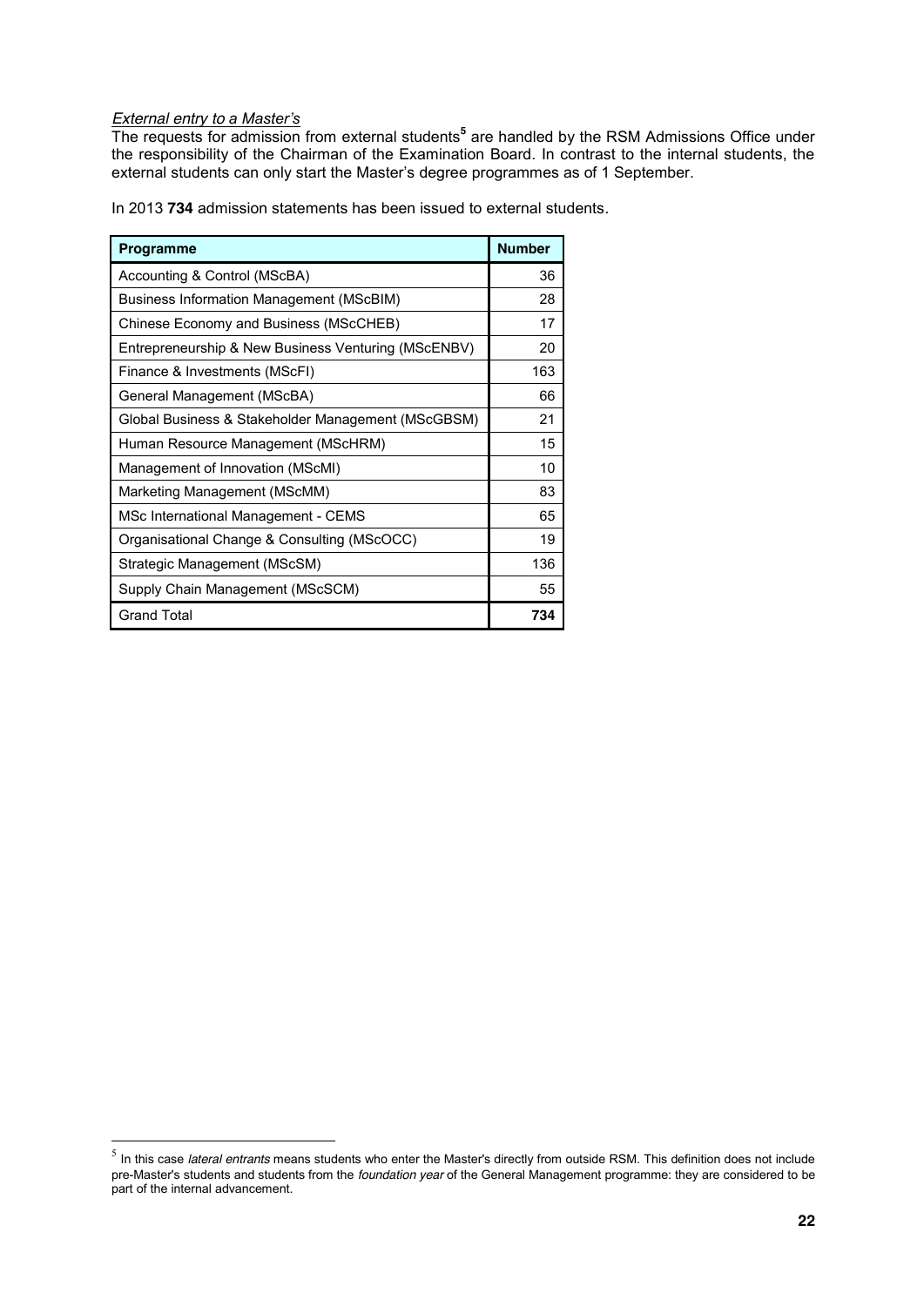*External entry to a Master's*

The requests for admission from external students[5] are handled by the RSM Admissions Office under the responsibility of the Chairman of the Examination Board. In contrast to the internal students, the external students can only start the Master's degree programmes as of 1 September.

In 2013 **734** admission statements has been issued to external students.

| Programme | Number |
|---|---|
| Accounting & Control (MScBA) | 36 |
| Business Information Management (MScBIM) | 28 |
| Chinese Economy and Business (MScCHEB) | 17 |
| Entrepreneurship & New Business Venturing (MScENBV) | 20 |
| Finance & Investments (MScFI) | 163 |
| General Management (MScBA) | 66 |
| Global Business & Stakeholder Management (MScGBSM) | 21 |
| Human Resource Management (MScHRM) | 15 |
| Management of Innovation (MScMI) | 10 |
| Marketing Management (MScMM) | 83 |
| MSc International Management - CEMS | 65 |
| Organisational Change & Consulting (MScOCC) | 19 |
| Strategic Management (MScSM) | 136 |
| Supply Chain Management (MScSCM) | 55 |
| Grand Total | **734** |

[5] In this case *lateral entrants* means students who enter the Master's directly from outside RSM. This definition does not include pre-Master's students and students from the *foundation year* of the General Management programme: they are considered to be part of the internal advancement.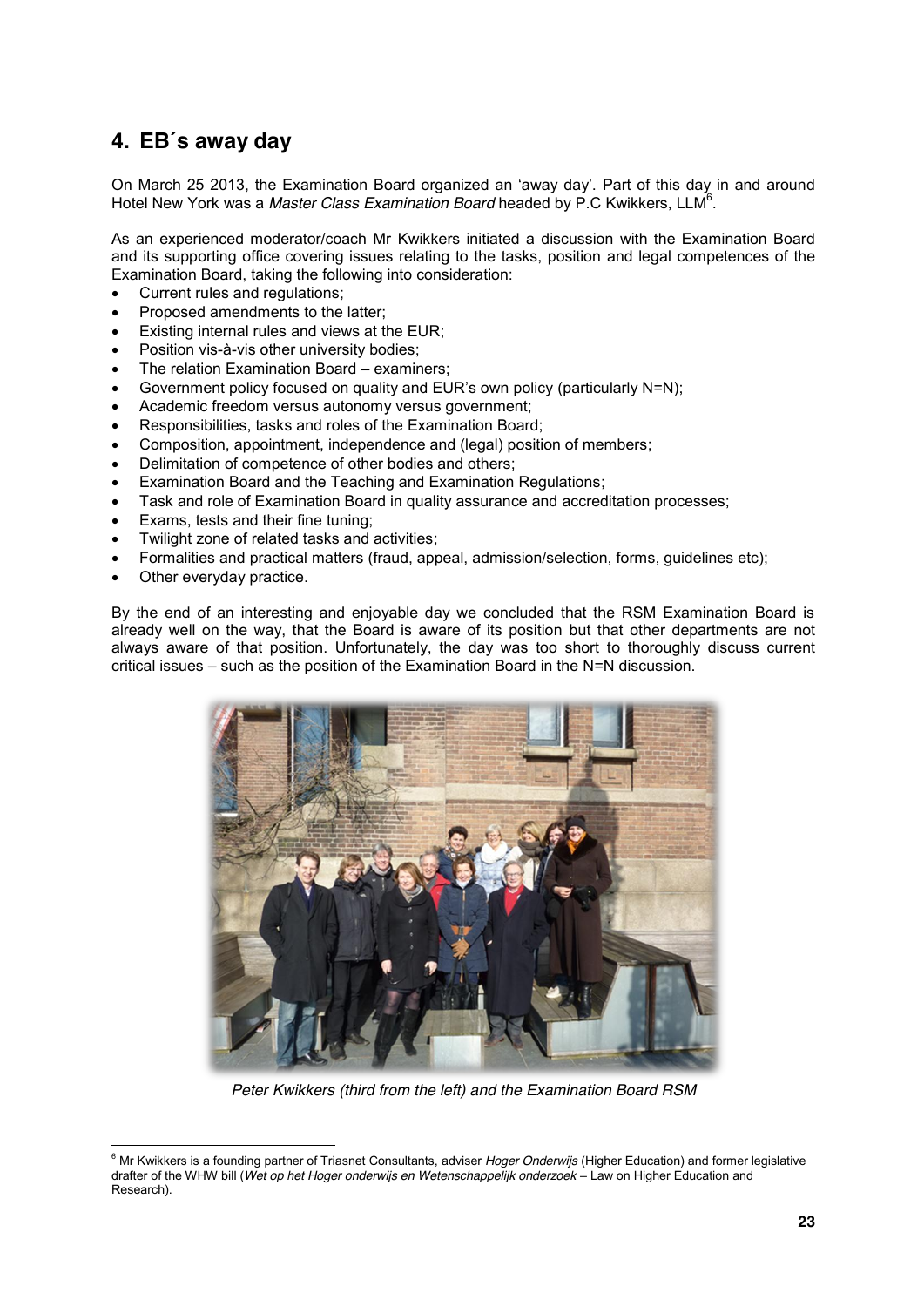## 4. EB´s away day

On March 25 2013, the Examination Board organized an 'away day'. Part of this day in and around Hotel New York was a *Master Class Examination Board* headed by P.C Kwikkers, LLM[6].

As an experienced moderator/coach Mr Kwikkers initiated a discussion with the Examination Board and its supporting office covering issues relating to the tasks, position and legal competences of the Examination Board, taking the following into consideration:

- Current rules and regulations;
- Proposed amendments to the latter;
- Existing internal rules and views at the EUR;
- Position vis-à-vis other university bodies;
- The relation Examination Board – examiners;
- Government policy focused on quality and EUR's own policy (particularly N=N);
- Academic freedom versus autonomy versus government;
- Responsibilities, tasks and roles of the Examination Board;
- Composition, appointment, independence and (legal) position of members;
- Delimitation of competence of other bodies and others;
- Examination Board and the Teaching and Examination Regulations;
- Task and role of Examination Board in quality assurance and accreditation processes;
- Exams, tests and their fine tuning;
- Twilight zone of related tasks and activities;
- Formalities and practical matters (fraud, appeal, admission/selection, forms, guidelines etc);
- Other everyday practice.

By the end of an interesting and enjoyable day we concluded that the RSM Examination Board is already well on the way, that the Board is aware of its position but that other departments are not always aware of that position. Unfortunately, the day was too short to thoroughly discuss current critical issues – such as the position of the Examination Board in the N=N discussion.

*Peter Kwikkers (third from the left) and the Examination Board RSM*

[6] Mr Kwikkers is a founding partner of Triasnet Consultants, adviser *Hoger Onderwijs* (Higher Education) and former legislative drafter of the WHW bill (*Wet op het Hoger onderwijs en Wetenschappelijk onderzoek* – Law on Higher Education and Research).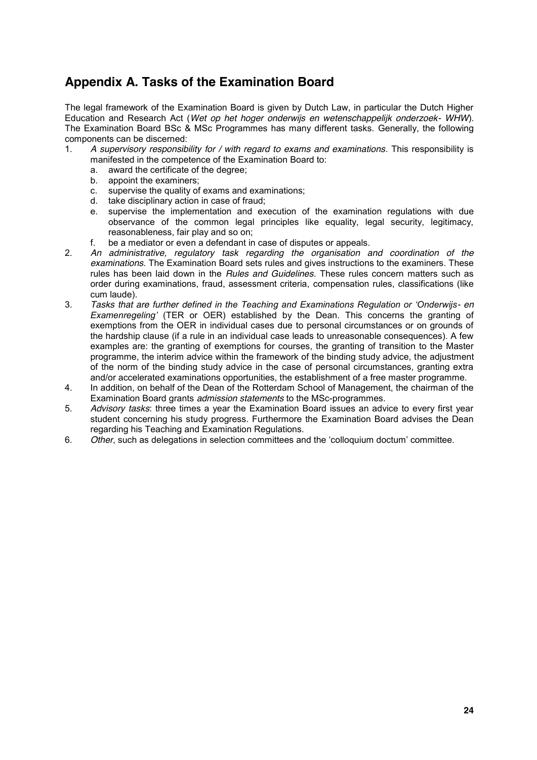## Appendix A. Tasks of the Examination Board

The legal framework of the Examination Board is given by Dutch Law, in particular the Dutch Higher Education and Research Act (*Wet op het hoger onderwijs en wetenschappelijk onderzoek- WHW*). The Examination Board BSc & MSc Programmes has many different tasks. Generally, the following components can be discerned:

1. *A supervisory responsibility for / with regard to exams and examinations*. This responsibility is manifested in the competence of the Examination Board to:
   a. award the certificate of the degree;
   b. appoint the examiners;
   c. supervise the quality of exams and examinations;
   d. take disciplinary action in case of fraud;
   e. supervise the implementation and execution of the examination regulations with due observance of the common legal principles like equality, legal security, legitimacy, reasonableness, fair play and so on;
   f. be a mediator or even a defendant in case of disputes or appeals.
2. *An administrative, regulatory task regarding the organisation and coordination of the examinations*. The Examination Board sets rules and gives instructions to the examiners. These rules has been laid down in the *Rules and Guidelines*. These rules concern matters such as order during examinations, fraud, assessment criteria, compensation rules, classifications (like cum laude).
3. *Tasks that are further defined in the Teaching and Examinations Regulation or 'Onderwijs- en Examenregeling'* (TER or OER) established by the Dean. This concerns the granting of exemptions from the OER in individual cases due to personal circumstances or on grounds of the hardship clause (if a rule in an individual case leads to unreasonable consequences). A few examples are: the granting of exemptions for courses, the granting of transition to the Master programme, the interim advice within the framework of the binding study advice, the adjustment of the norm of the binding study advice in the case of personal circumstances, granting extra and/or accelerated examinations opportunities, the establishment of a free master programme.
4. In addition, on behalf of the Dean of the Rotterdam School of Management, the chairman of the Examination Board grants *admission statements* to the MSc-programmes.
5. *Advisory tasks*: three times a year the Examination Board issues an advice to every first year student concerning his study progress. Furthermore the Examination Board advises the Dean regarding his Teaching and Examination Regulations.
6. *Other*, such as delegations in selection committees and the 'colloquium doctum' committee.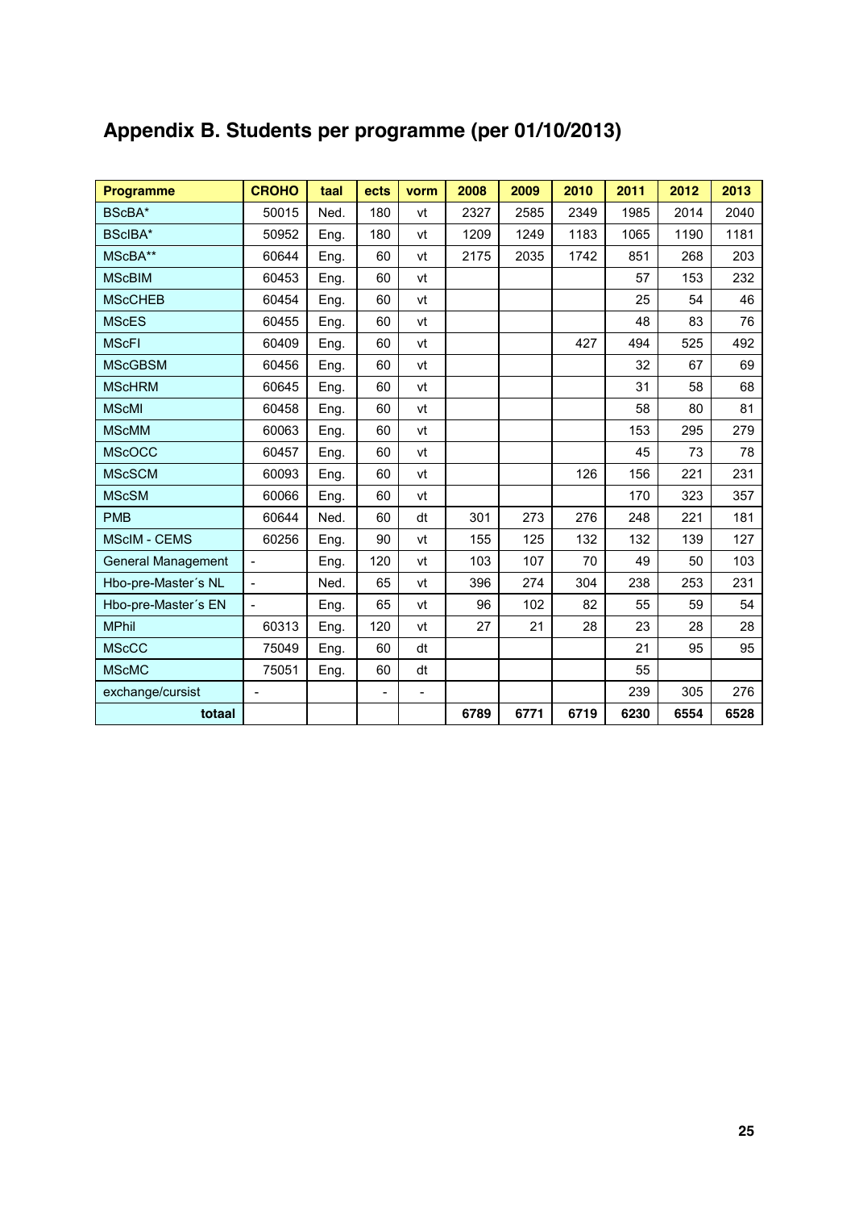# Appendix B. Students per programme (per 01/10/2013)

| Programme | CROHO | taal | ects | vorm | 2008 | 2009 | 2010 | 2011 | 2012 | 2013 |
|---|---|---|---|---|---|---|---|---|---|---|
| BScBA* | 50015 | Ned. | 180 | vt | 2327 | 2585 | 2349 | 1985 | 2014 | 2040 |
| BScIBA* | 50952 | Eng. | 180 | vt | 1209 | 1249 | 1183 | 1065 | 1190 | 1181 |
| MScBA** | 60644 | Eng. | 60 | vt | 2175 | 2035 | 1742 | 851 | 268 | 203 |
| MScBIM | 60453 | Eng. | 60 | vt | | | | 57 | 153 | 232 |
| MScCHEB | 60454 | Eng. | 60 | vt | | | | 25 | 54 | 46 |
| MScES | 60455 | Eng. | 60 | vt | | | | 48 | 83 | 76 |
| MScFI | 60409 | Eng. | 60 | vt | | | 427 | 494 | 525 | 492 |
| MScGBSM | 60456 | Eng. | 60 | vt | | | | 32 | 67 | 69 |
| MScHRM | 60645 | Eng. | 60 | vt | | | | 31 | 58 | 68 |
| MScMI | 60458 | Eng. | 60 | vt | | | | 58 | 80 | 81 |
| MScMM | 60063 | Eng. | 60 | vt | | | | 153 | 295 | 279 |
| MScOCC | 60457 | Eng. | 60 | vt | | | | 45 | 73 | 78 |
| MScSCM | 60093 | Eng. | 60 | vt | | | 126 | 156 | 221 | 231 |
| MScSM | 60066 | Eng. | 60 | vt | | | | 170 | 323 | 357 |
| PMB | 60644 | Ned. | 60 | dt | 301 | 273 | 276 | 248 | 221 | 181 |
| MScIM - CEMS | 60256 | Eng. | 90 | vt | 155 | 125 | 132 | 132 | 139 | 127 |
| General Management | - | Eng. | 120 | vt | 103 | 107 | 70 | 49 | 50 | 103 |
| Hbo-pre-Master´s NL | - | Ned. | 65 | vt | 396 | 274 | 304 | 238 | 253 | 231 |
| Hbo-pre-Master´s EN | - | Eng. | 65 | vt | 96 | 102 | 82 | 55 | 59 | 54 |
| MPhil | 60313 | Eng. | 120 | vt | 27 | 21 | 28 | 23 | 28 | 28 |
| MScCC | 75049 | Eng. | 60 | dt | | | | 21 | 95 | 95 |
| MScMC | 75051 | Eng. | 60 | dt | | | | 55 | | |
| exchange/cursist | - | | - | - | | | | 239 | 305 | 276 |
| **totaal** | | | | | **6789** | **6771** | **6719** | **6230** | **6554** | **6528** |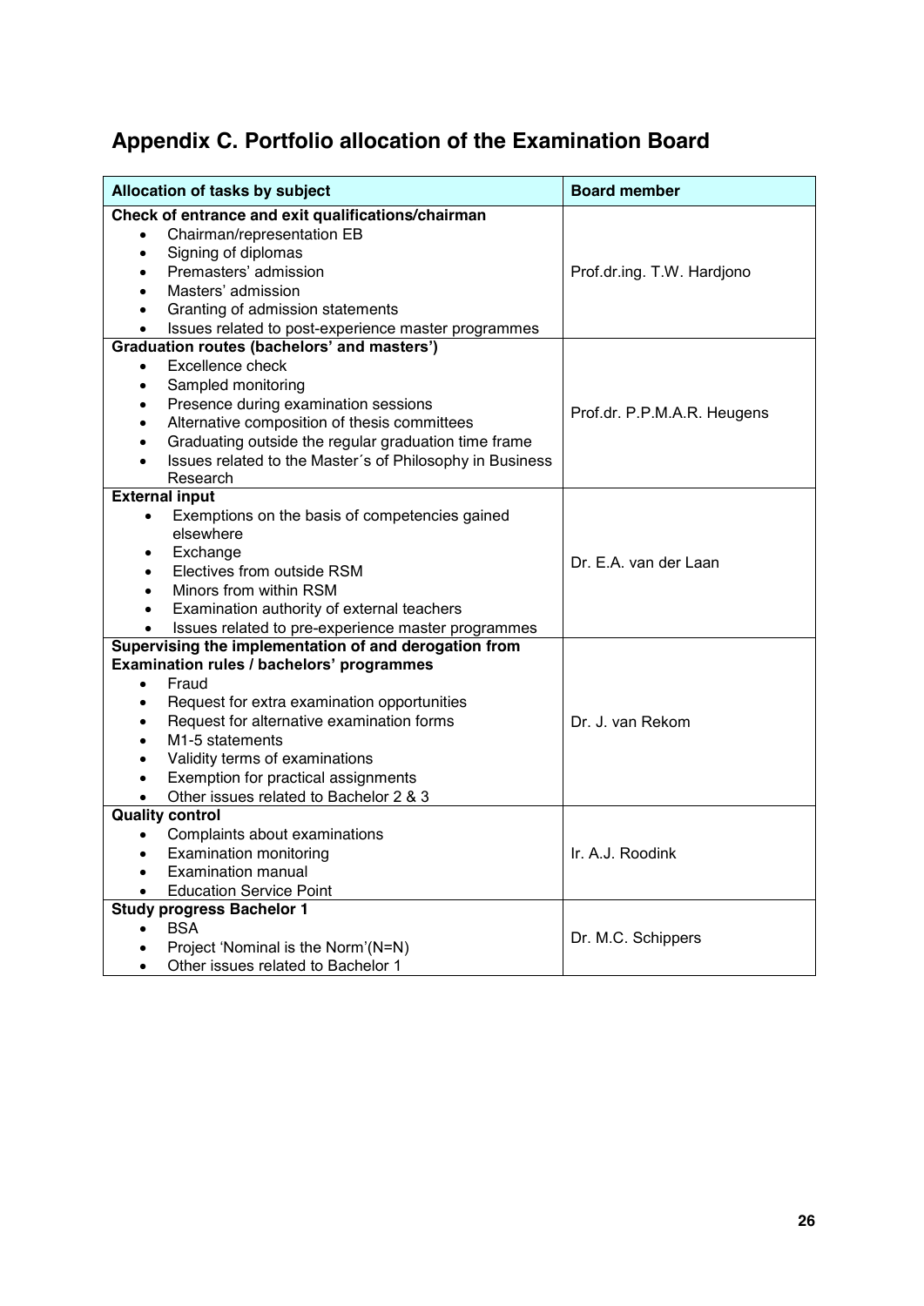## Appendix C. Portfolio allocation of the Examination Board

| Allocation of tasks by subject | Board member |
|---|---|
| **Check of entrance and exit qualifications/chairman**<br>• Chairman/representation EB<br>• Signing of diplomas<br>• Premasters' admission<br>• Masters' admission<br>• Granting of admission statements<br>• Issues related to post-experience master programmes | Prof.dr.ing. T.W. Hardjono |
| **Graduation routes (bachelors' and masters')**<br>• Excellence check<br>• Sampled monitoring<br>• Presence during examination sessions<br>• Alternative composition of thesis committees<br>• Graduating outside the regular graduation time frame<br>• Issues related to the Master´s of Philosophy in Business Research | Prof.dr. P.P.M.A.R. Heugens |
| **External input**<br>• Exemptions on the basis of competencies gained elsewhere<br>• Exchange<br>• Electives from outside RSM<br>• Minors from within RSM<br>• Examination authority of external teachers<br>• Issues related to pre-experience master programmes | Dr. E.A. van der Laan |
| **Supervising the implementation of and derogation from Examination rules / bachelors' programmes**<br>• Fraud<br>• Request for extra examination opportunities<br>• Request for alternative examination forms<br>• M1-5 statements<br>• Validity terms of examinations<br>• Exemption for practical assignments<br>• Other issues related to Bachelor 2 & 3 | Dr. J. van Rekom |
| **Quality control**<br>• Complaints about examinations<br>• Examination monitoring<br>• Examination manual<br>• Education Service Point | Ir. A.J. Roodink |
| **Study progress Bachelor 1**<br>• BSA<br>• Project 'Nominal is the Norm'(N=N)<br>• Other issues related to Bachelor 1 | Dr. M.C. Schippers |